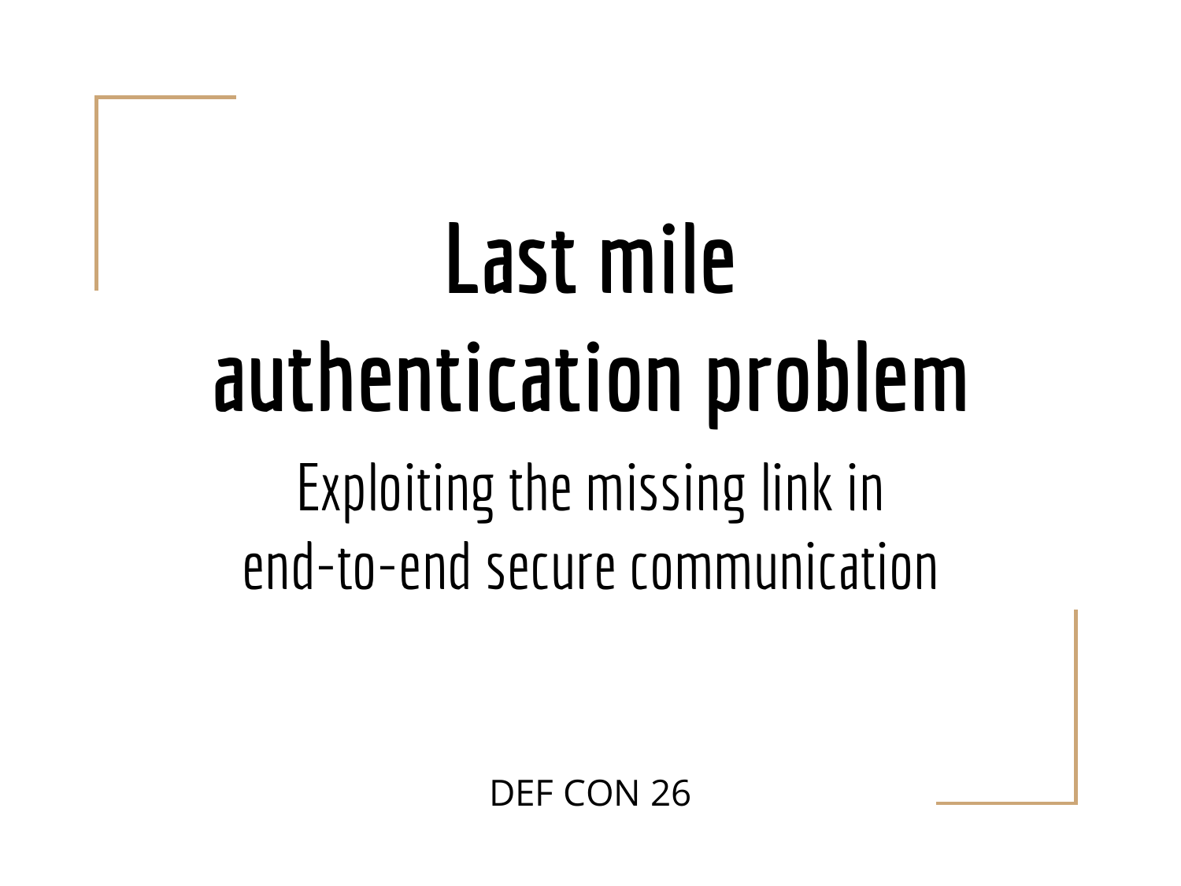# Last mile authentication problem

## Exploiting the missing link in end-to-end secure communication

DEF CON 26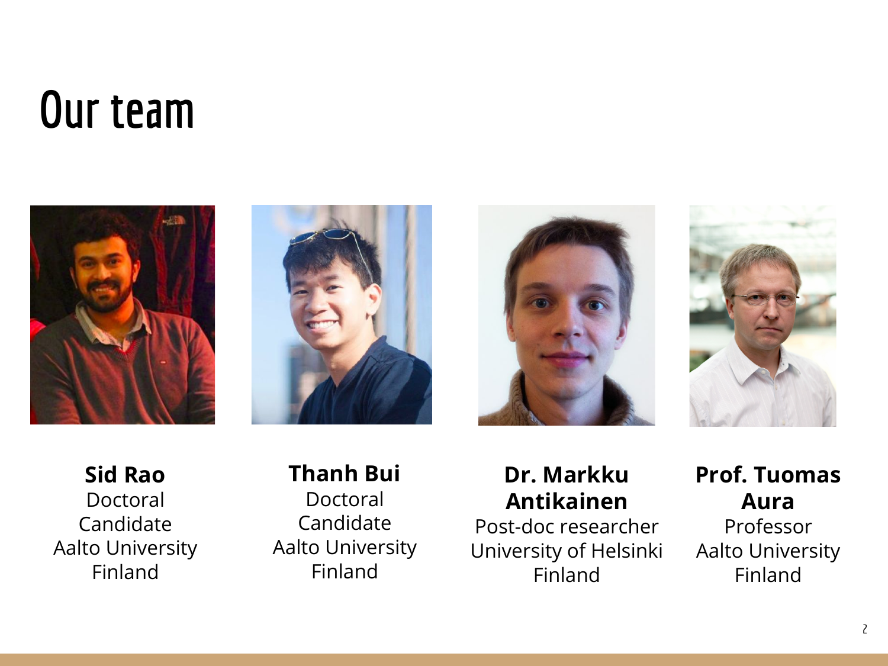# Our team

**Sid Rao**
Doctoral Candidate
Aalto University
Finland

**Thanh Bui**
Doctoral Candidate
Aalto University
Finland

**Dr. Markku Antikainen**
Post-doc researcher
University of Helsinki
Finland

**Prof. Tuomas Aura**
Professor
Aalto University
Finland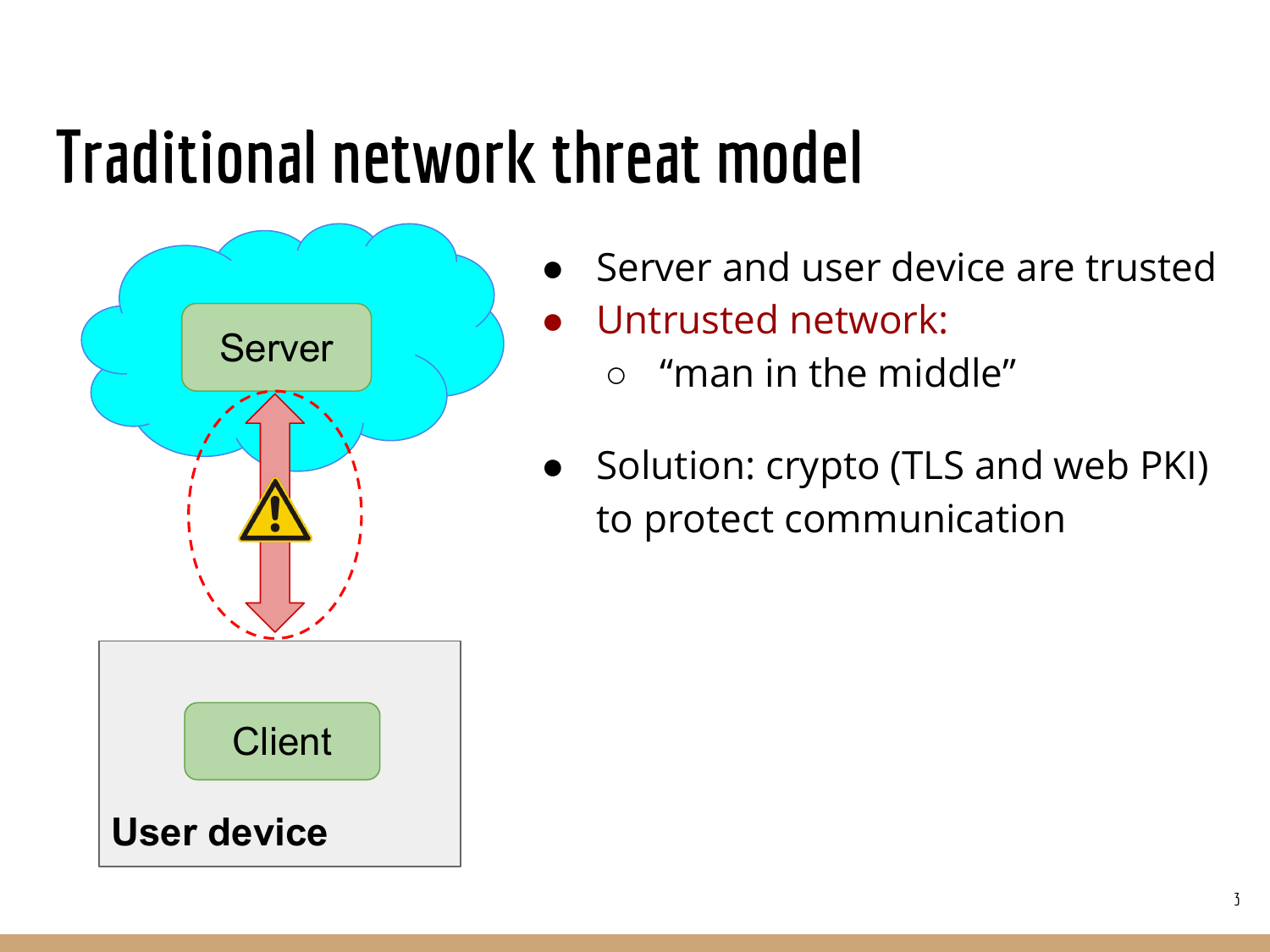# Traditional network threat model

Server

Client

User device

- Server and user device are trusted
- Untrusted network:
  - “man in the middle”
- Solution: crypto (TLS and web PKI) to protect communication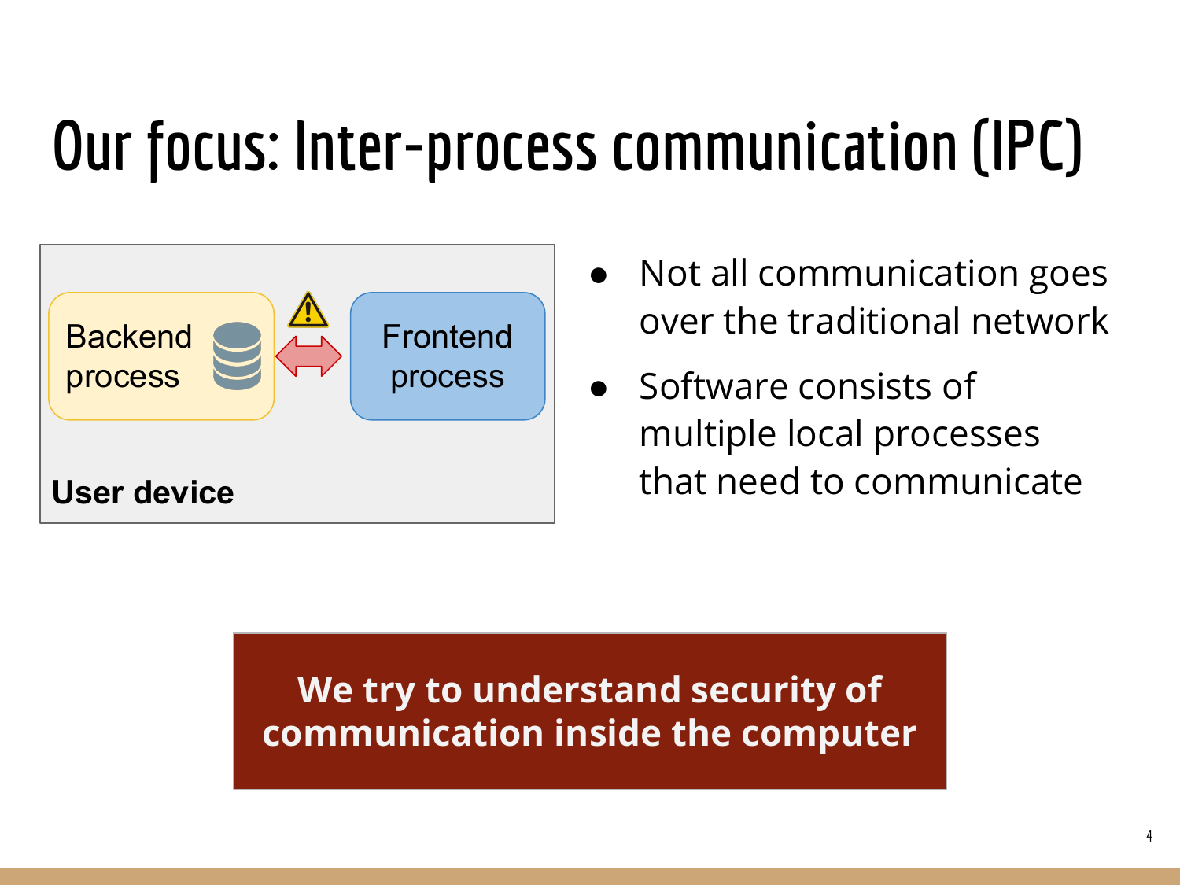# Our focus: Inter-process communication (IPC)

Backend process

Frontend process

**User device**

- Not all communication goes over the traditional network
- Software consists of multiple local processes that need to communicate

**We try to understand security of communication inside the computer**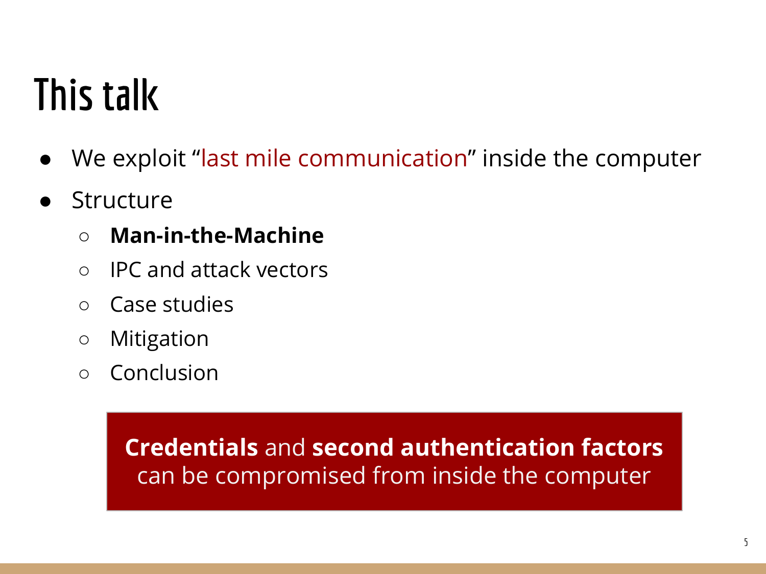# This talk

- We exploit "last mile communication" inside the computer
- Structure
  - **Man-in-the-Machine**
  - IPC and attack vectors
  - Case studies
  - Mitigation
  - Conclusion

**Credentials** and **second authentication factors** can be compromised from inside the computer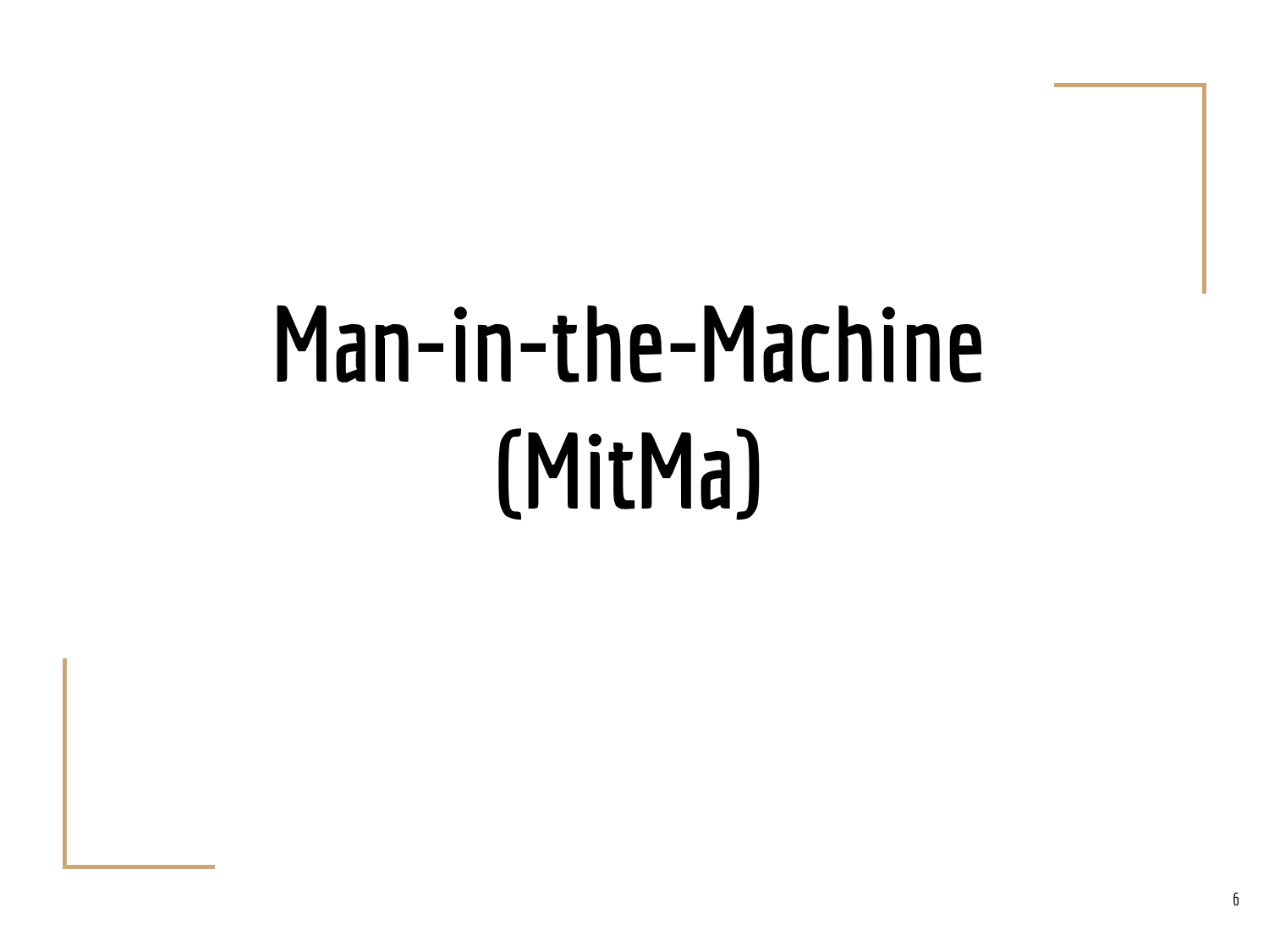# Man-in-the-Machine (MitMa)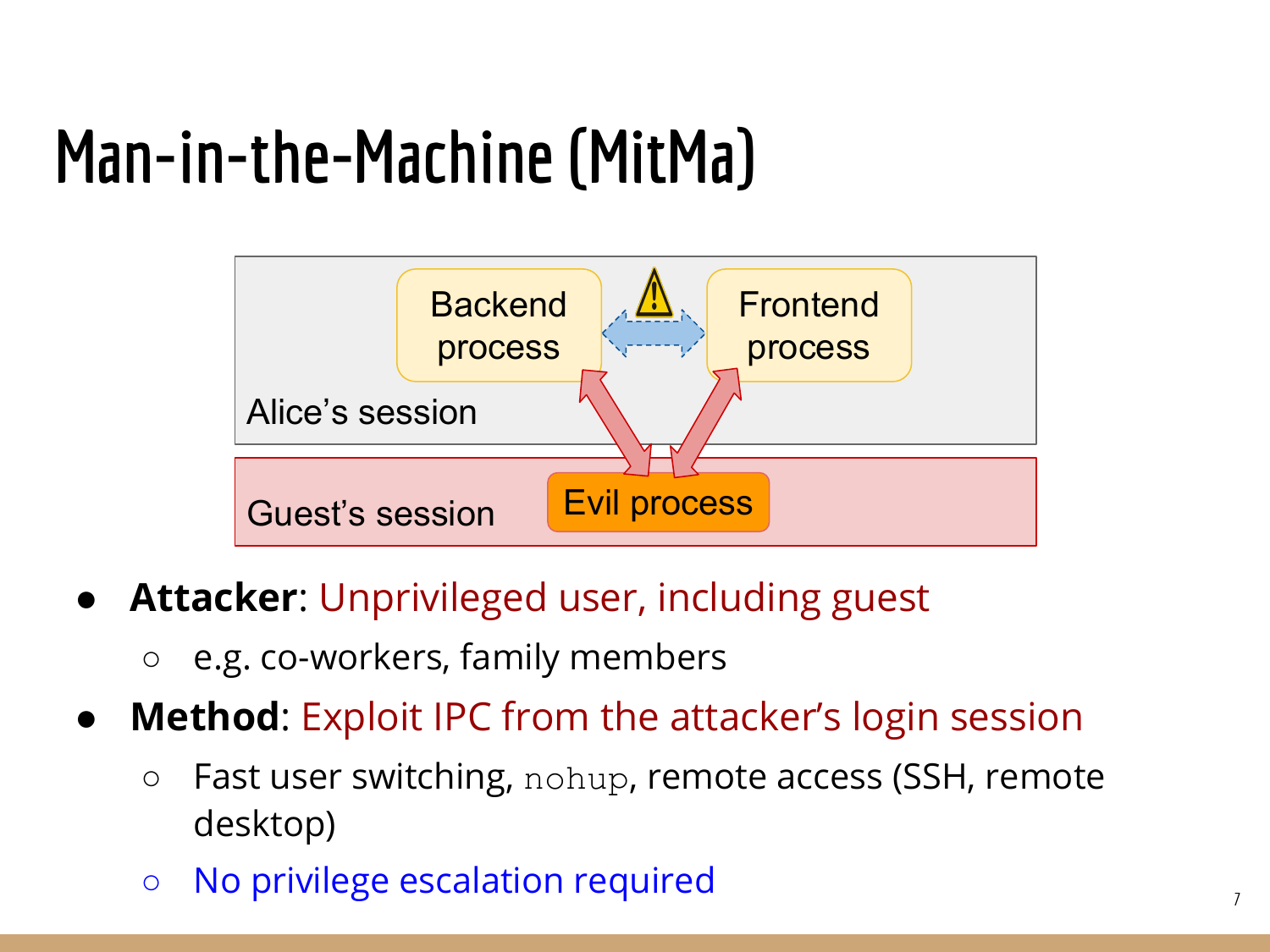# Man-in-the-Machine (MitMa)

Backend process

Frontend process

Alice's session

Guest's session

Evil process

- **Attacker**: Unprivileged user, including guest
  - e.g. co-workers, family members
- **Method**: Exploit IPC from the attacker's login session
  - Fast user switching, `nohup`, remote access (SSH, remote desktop)
  - No privilege escalation required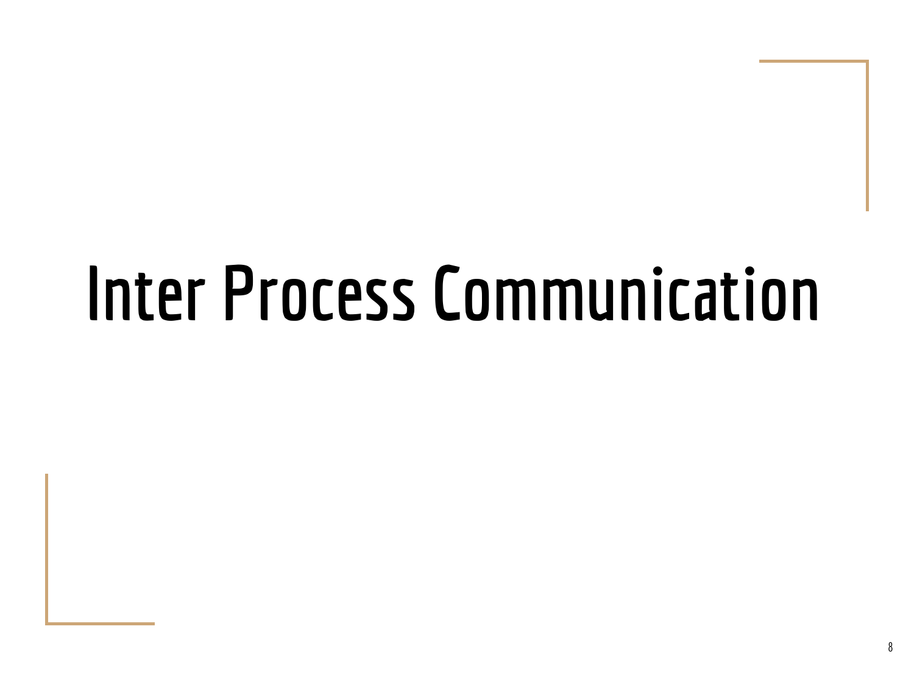# Inter Process Communication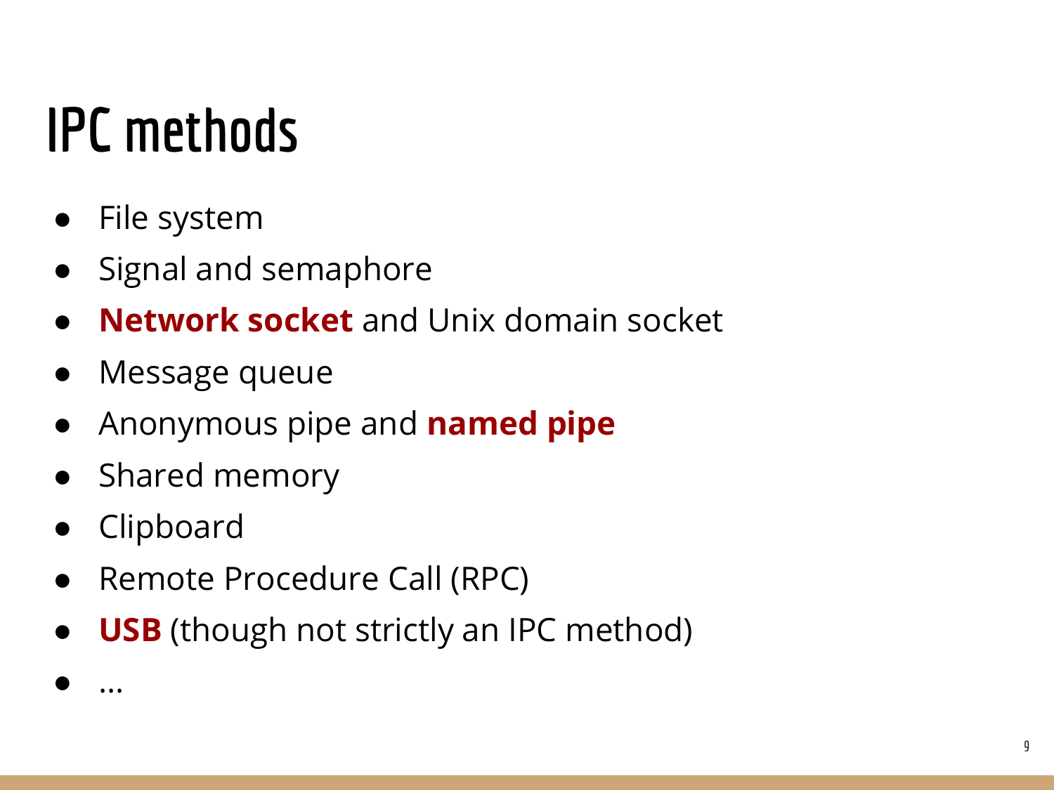# IPC methods

- File system
- Signal and semaphore
- **Network socket** and Unix domain socket
- Message queue
- Anonymous pipe and **named pipe**
- Shared memory
- Clipboard
- Remote Procedure Call (RPC)
- **USB** (though not strictly an IPC method)
- ...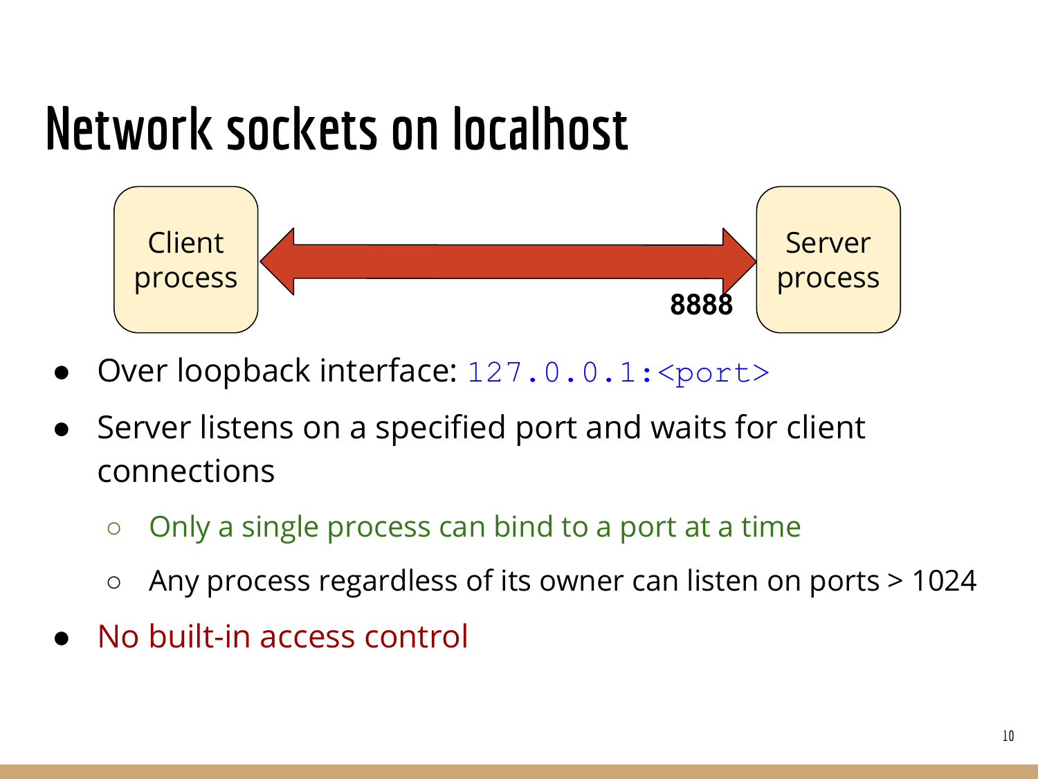# Network sockets on localhost

Client process ⟷ Server process (8888)

- Over loopback interface: `127.0.0.1:<port>`
- Server listens on a specified port and waits for client connections
  - Only a single process can bind to a port at a time
  - Any process regardless of its owner can listen on ports > 1024
- No built-in access control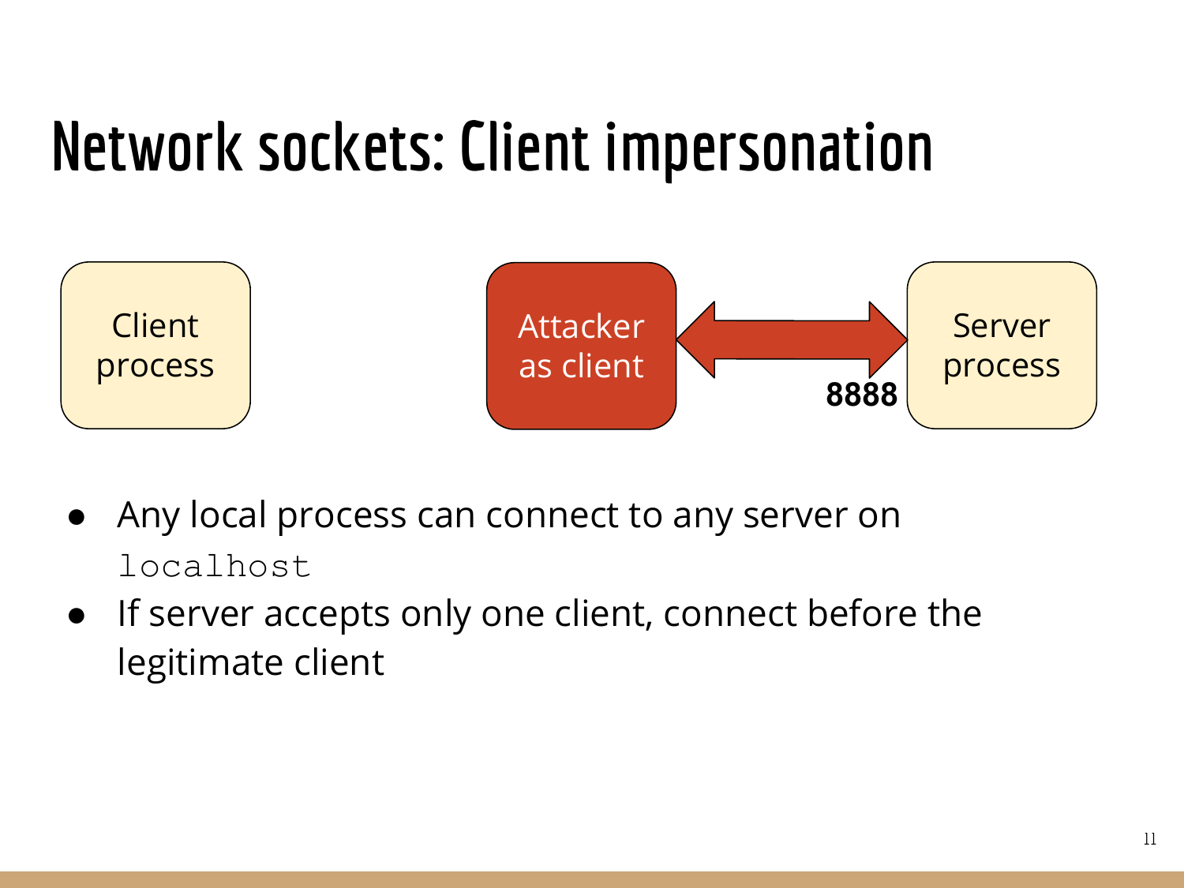# Network sockets: Client impersonation

Client process

Attacker as client

8888

Server process

- Any local process can connect to any server on `localhost`
- If server accepts only one client, connect before the legitimate client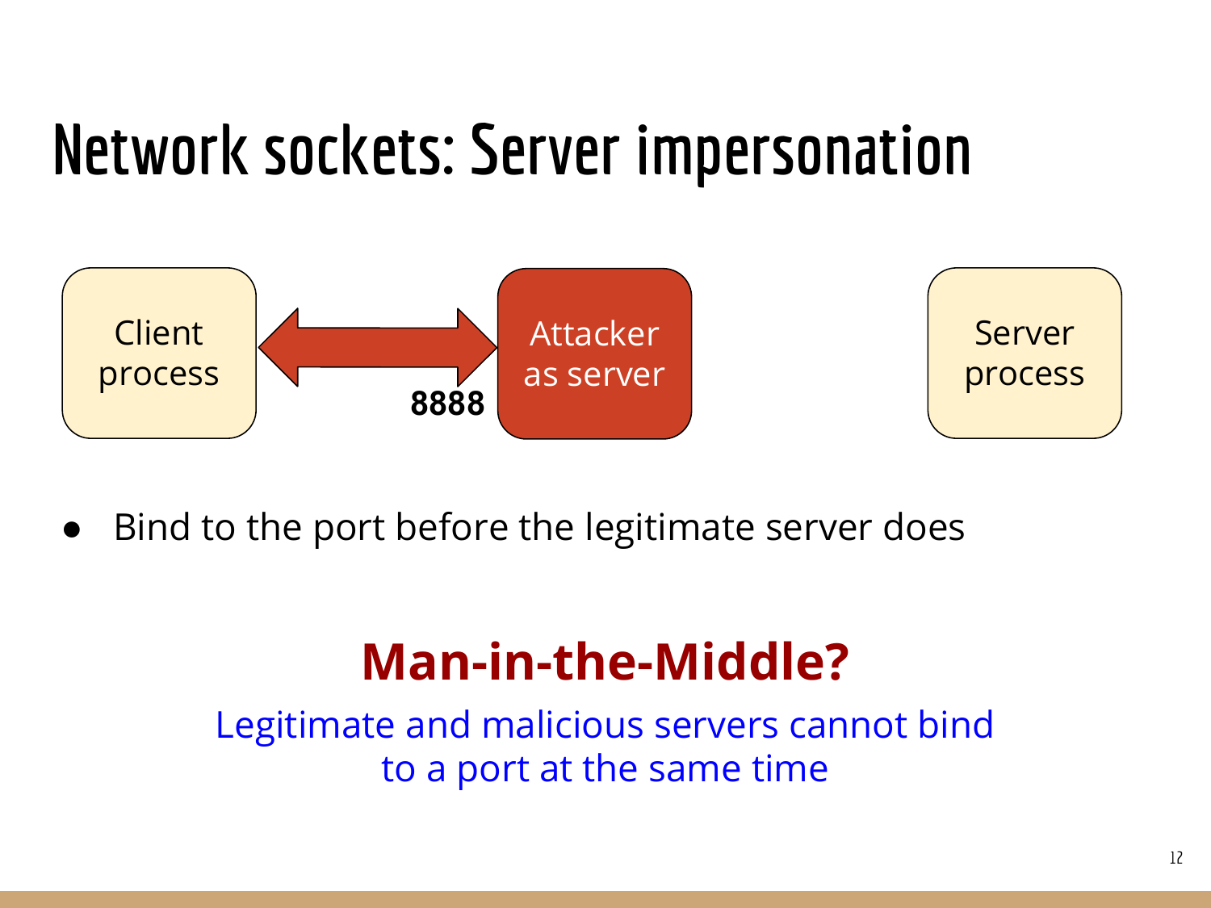# Network sockets: Server impersonation

Client process ⟷ 8888 Attacker as server    Server process

- Bind to the port before the legitimate server does

**Man-in-the-Middle?**

Legitimate and malicious servers cannot bind to a port at the same time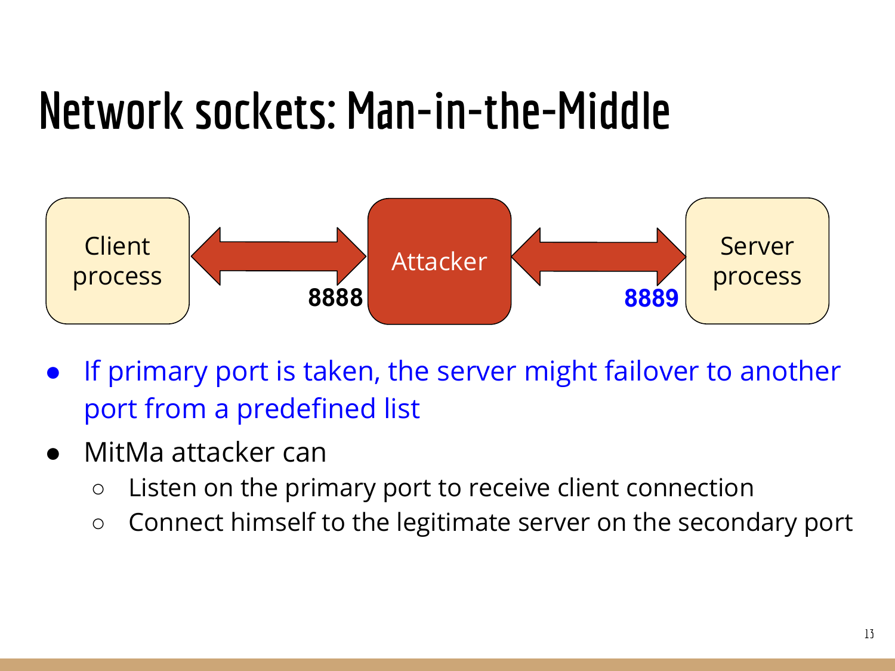# Network sockets: Man-in-the-Middle

Client process ⟷ 8888 Attacker ⟷ 8889 Server process

- If primary port is taken, the server might failover to another port from a predefined list
- MitMa attacker can
  - Listen on the primary port to receive client connection
  - Connect himself to the legitimate server on the secondary port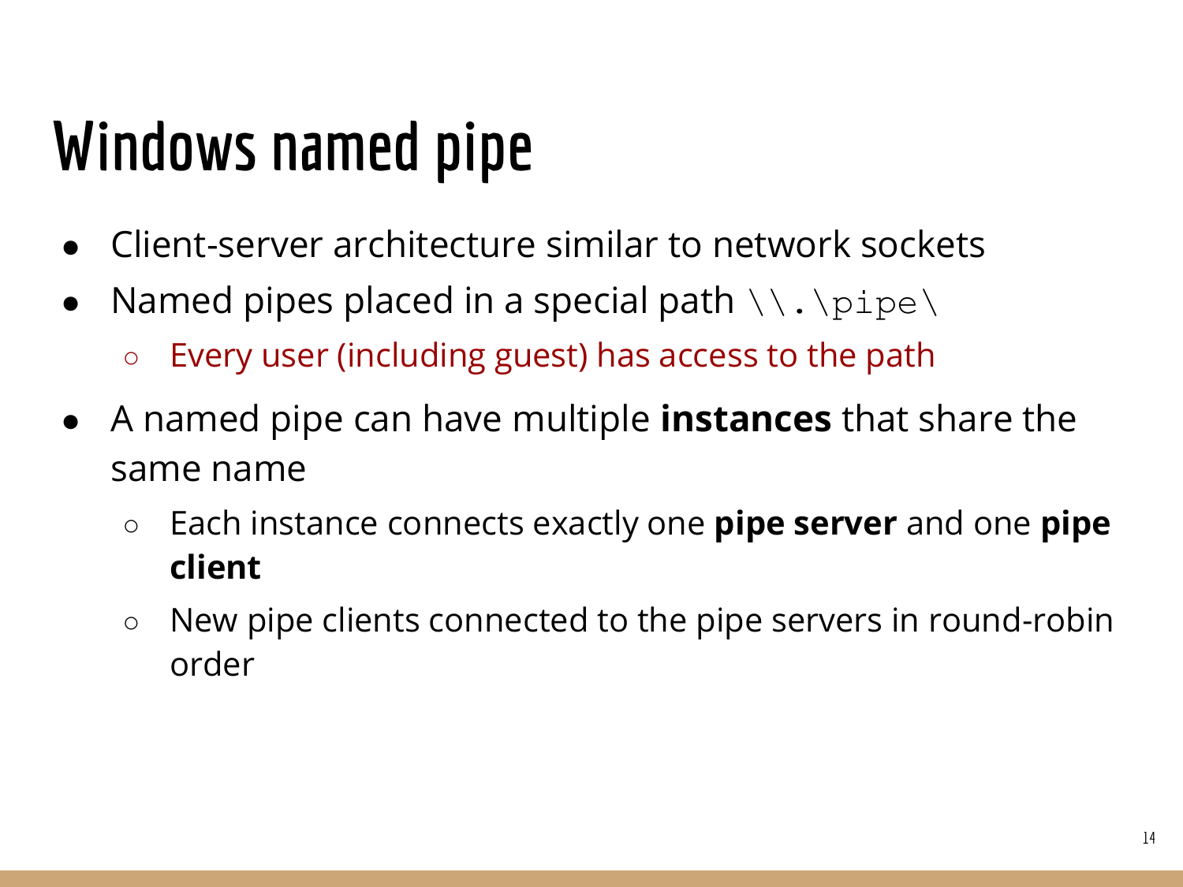# Windows named pipe

- Client-server architecture similar to network sockets
- Named pipes placed in a special path `\\.\pipe\`
  - Every user (including guest) has access to the path
- A named pipe can have multiple **instances** that share the same name
  - Each instance connects exactly one **pipe server** and one **pipe client**
  - New pipe clients connected to the pipe servers in round-robin order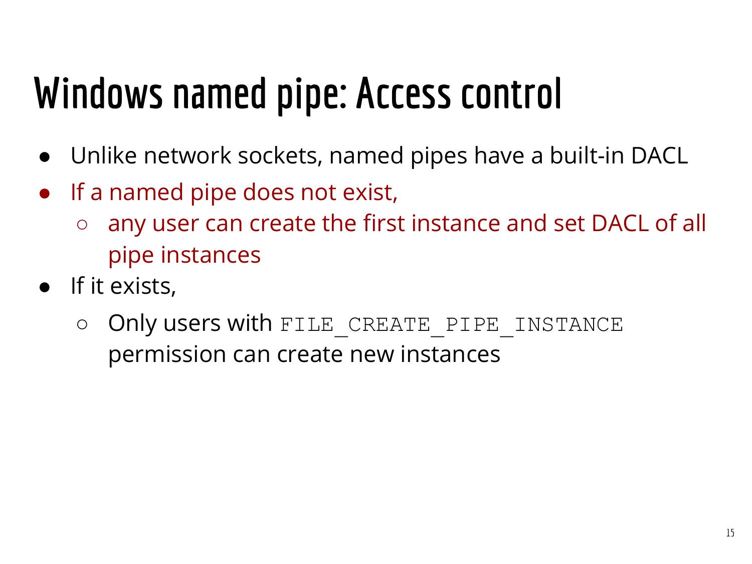# Windows named pipe: Access control

- Unlike network sockets, named pipes have a built-in DACL
- If a named pipe does not exist,
  - any user can create the first instance and set DACL of all pipe instances
- If it exists,
  - Only users with `FILE_CREATE_PIPE_INSTANCE` permission can create new instances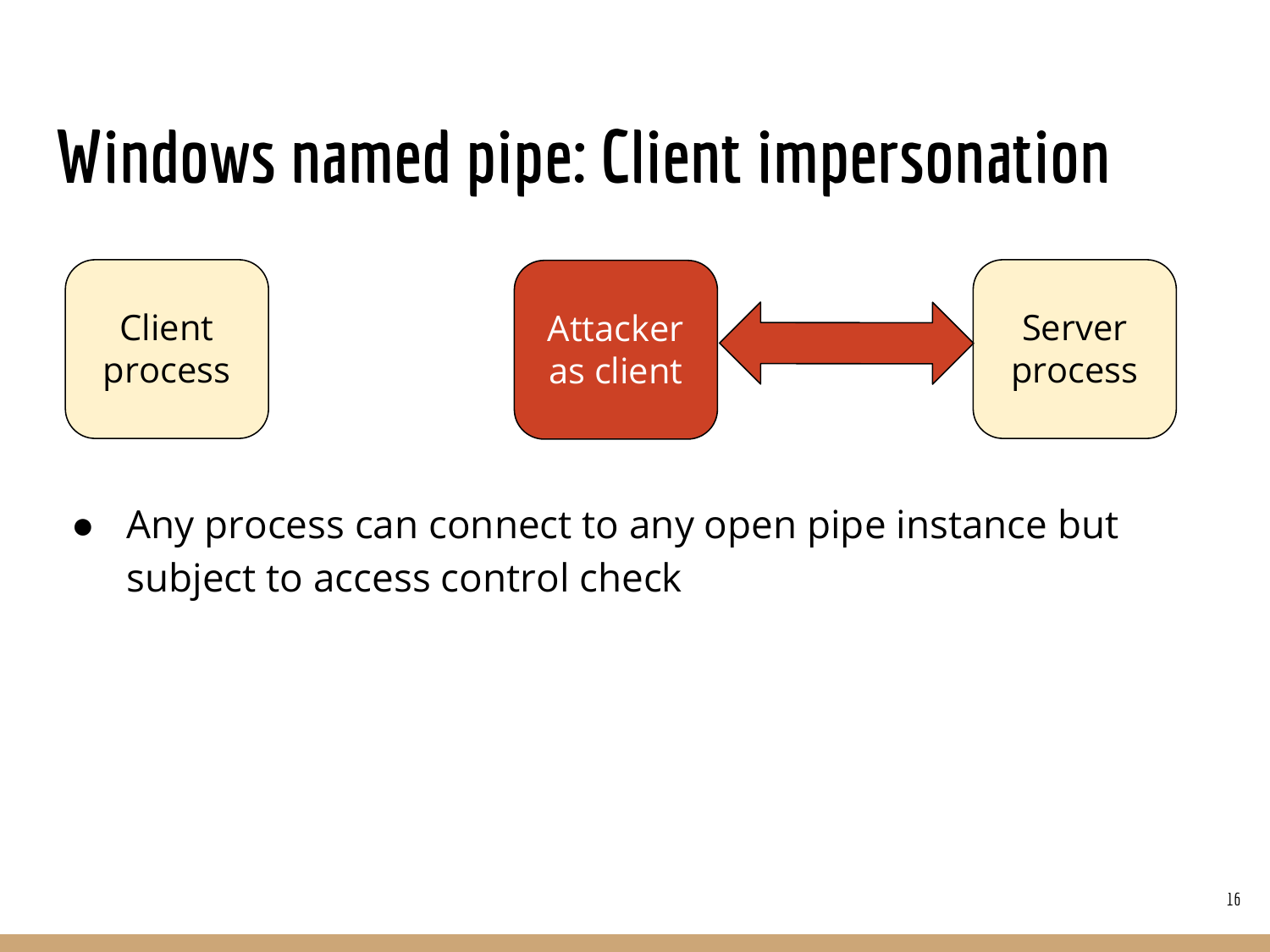# Windows named pipe: Client impersonation

Client process

Attacker as client

Server process

- Any process can connect to any open pipe instance but subject to access control check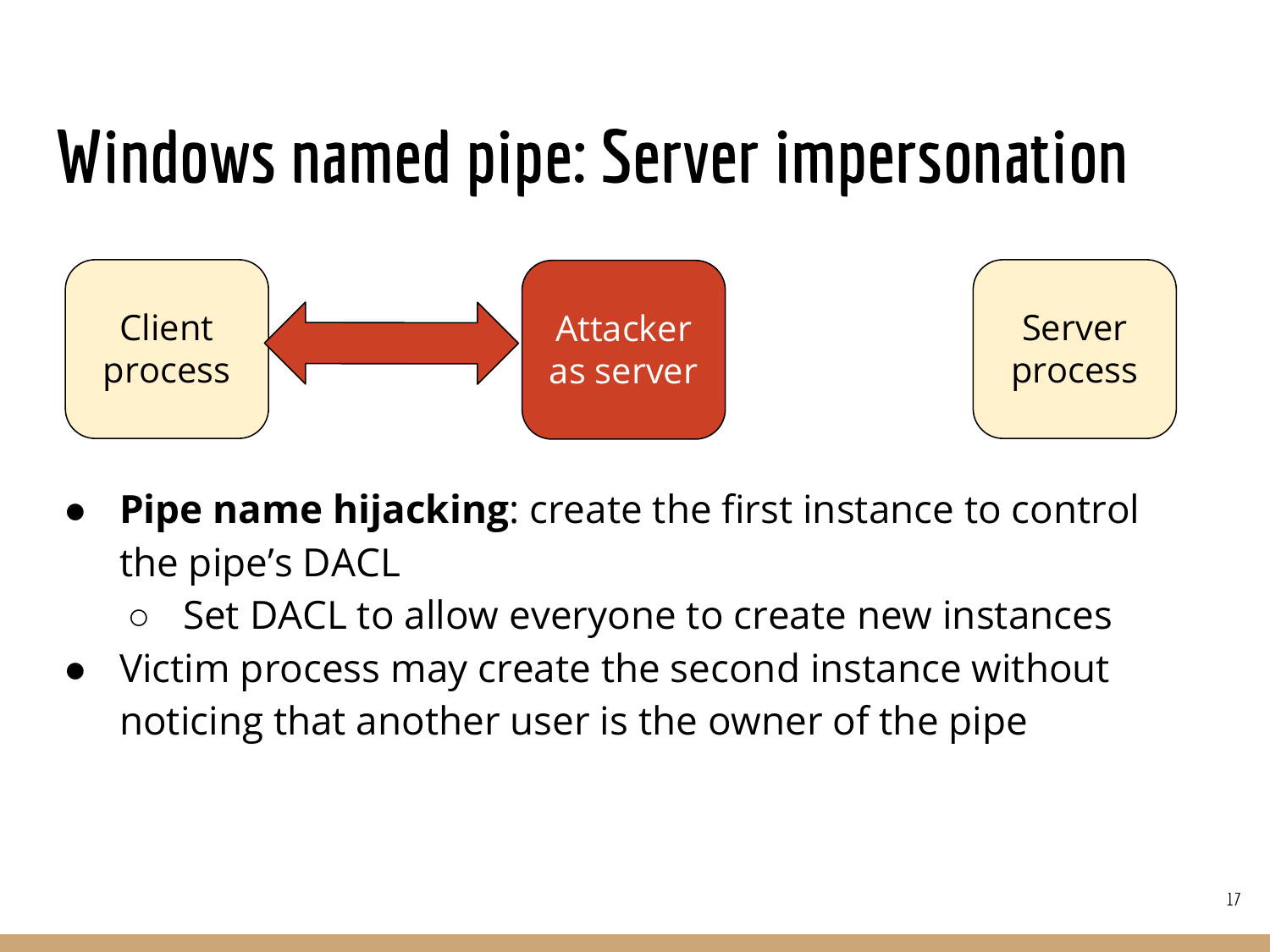# Windows named pipe: Server impersonation

Client process ⟷ Attacker as server

Server process

- **Pipe name hijacking**: create the first instance to control the pipe's DACL
  - Set DACL to allow everyone to create new instances
- Victim process may create the second instance without noticing that another user is the owner of the pipe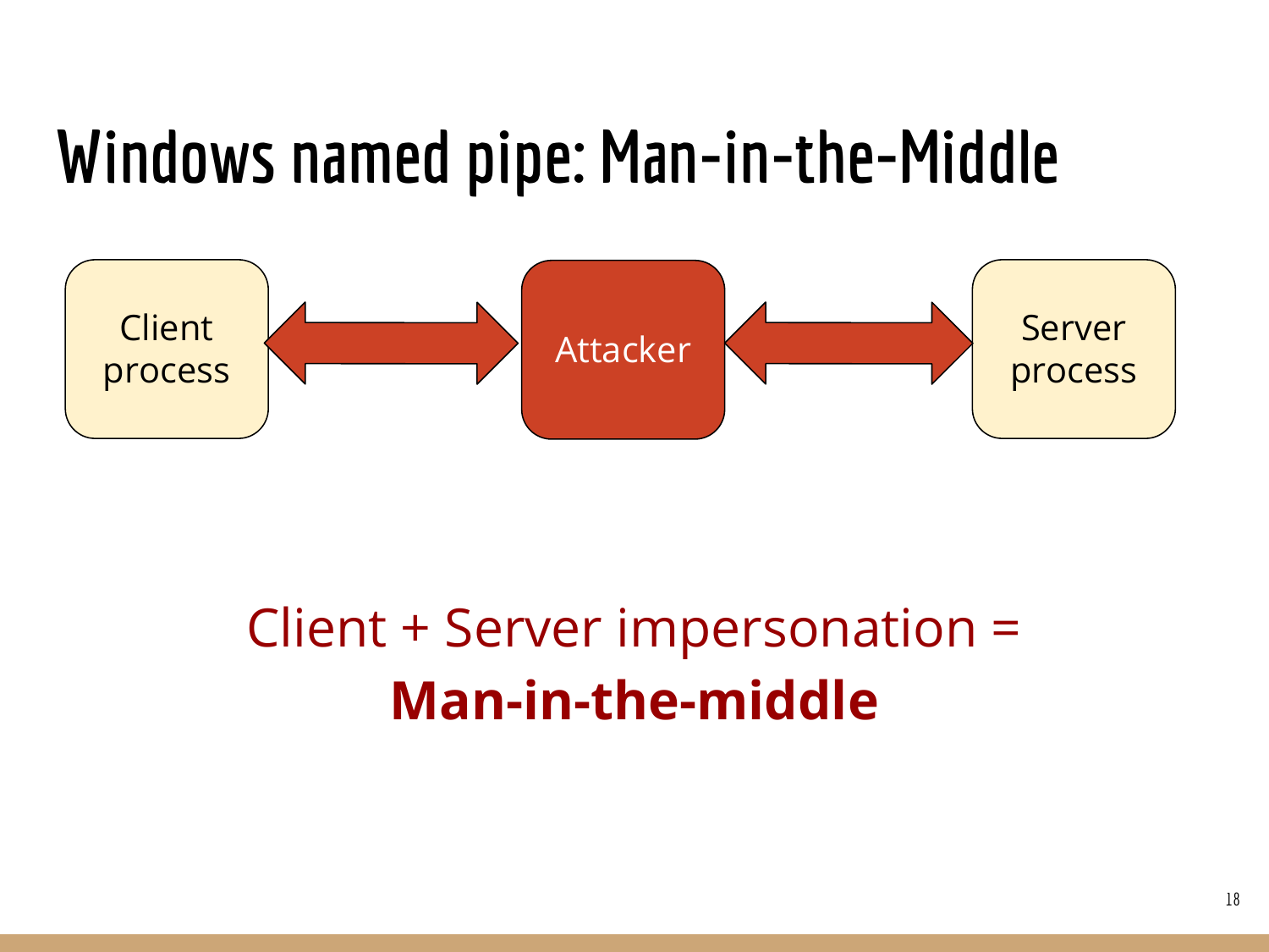# Windows named pipe: Man-in-the-Middle

Client process ⟷ Attacker ⟷ Server process

Client + Server impersonation =

**Man-in-the-middle**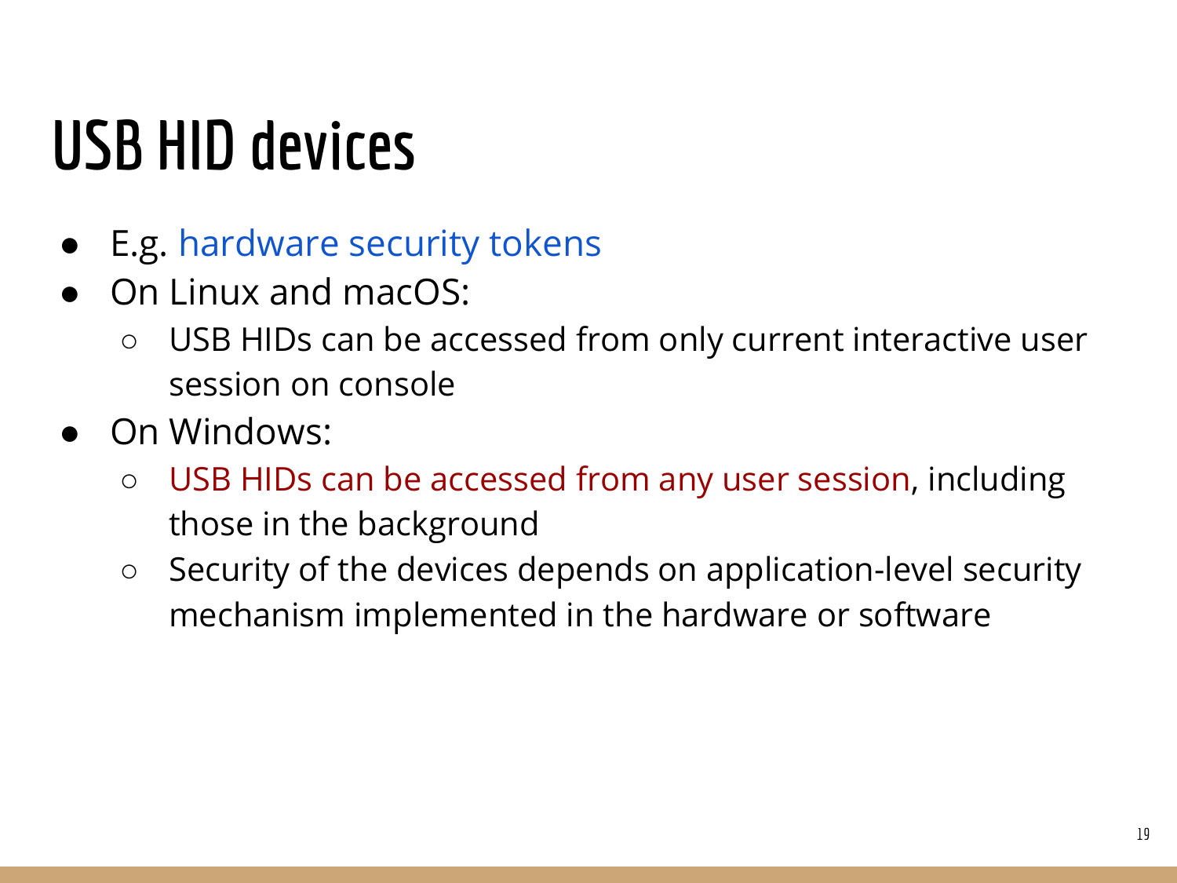# USB HID devices

- E.g. hardware security tokens
- On Linux and macOS:
  - USB HIDs can be accessed from only current interactive user session on console
- On Windows:
  - USB HIDs can be accessed from any user session, including those in the background
  - Security of the devices depends on application-level security mechanism implemented in the hardware or software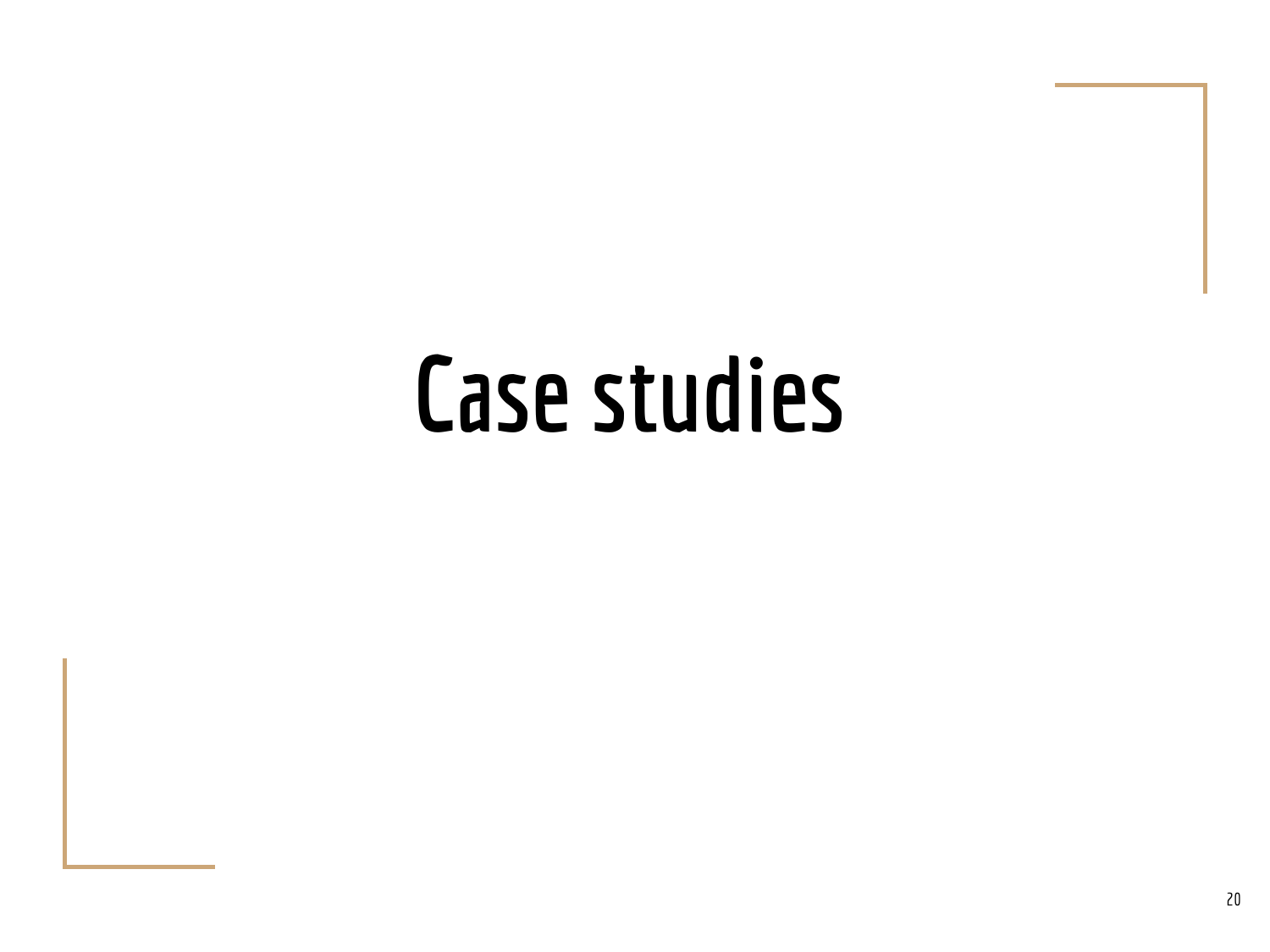# Case studies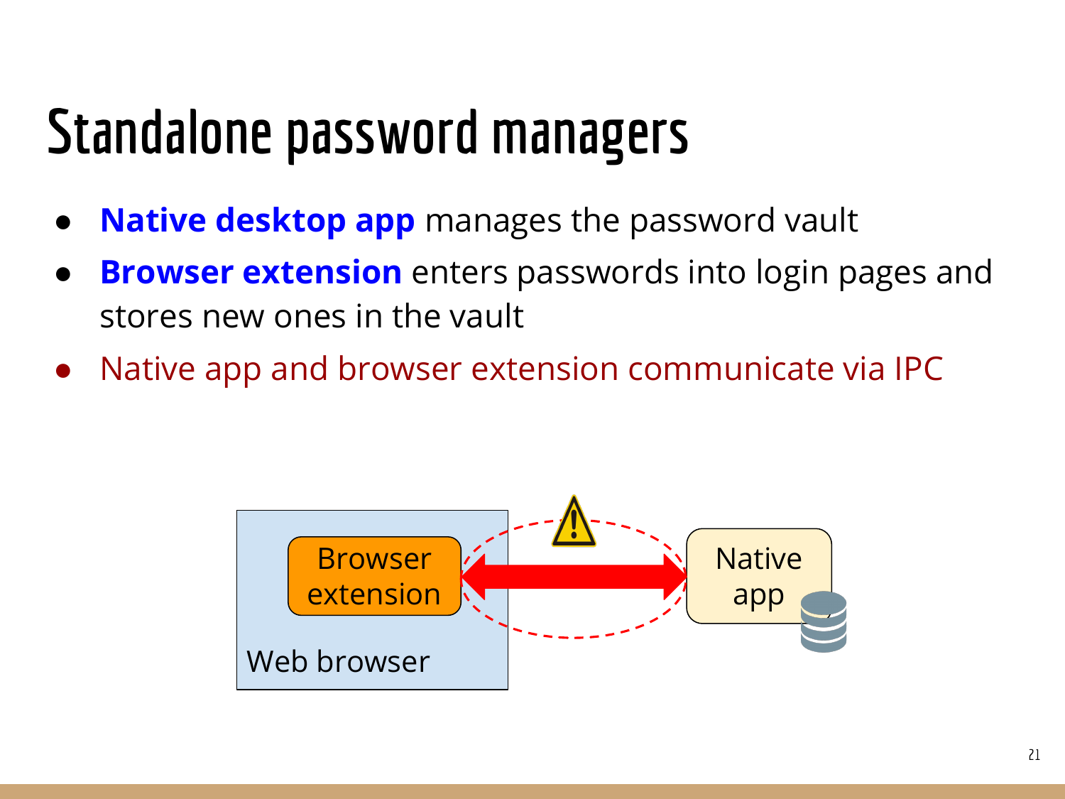# Standalone password managers

- **Native desktop app** manages the password vault
- **Browser extension** enters passwords into login pages and stores new ones in the vault
- Native app and browser extension communicate via IPC

Browser extension

Web browser

Native app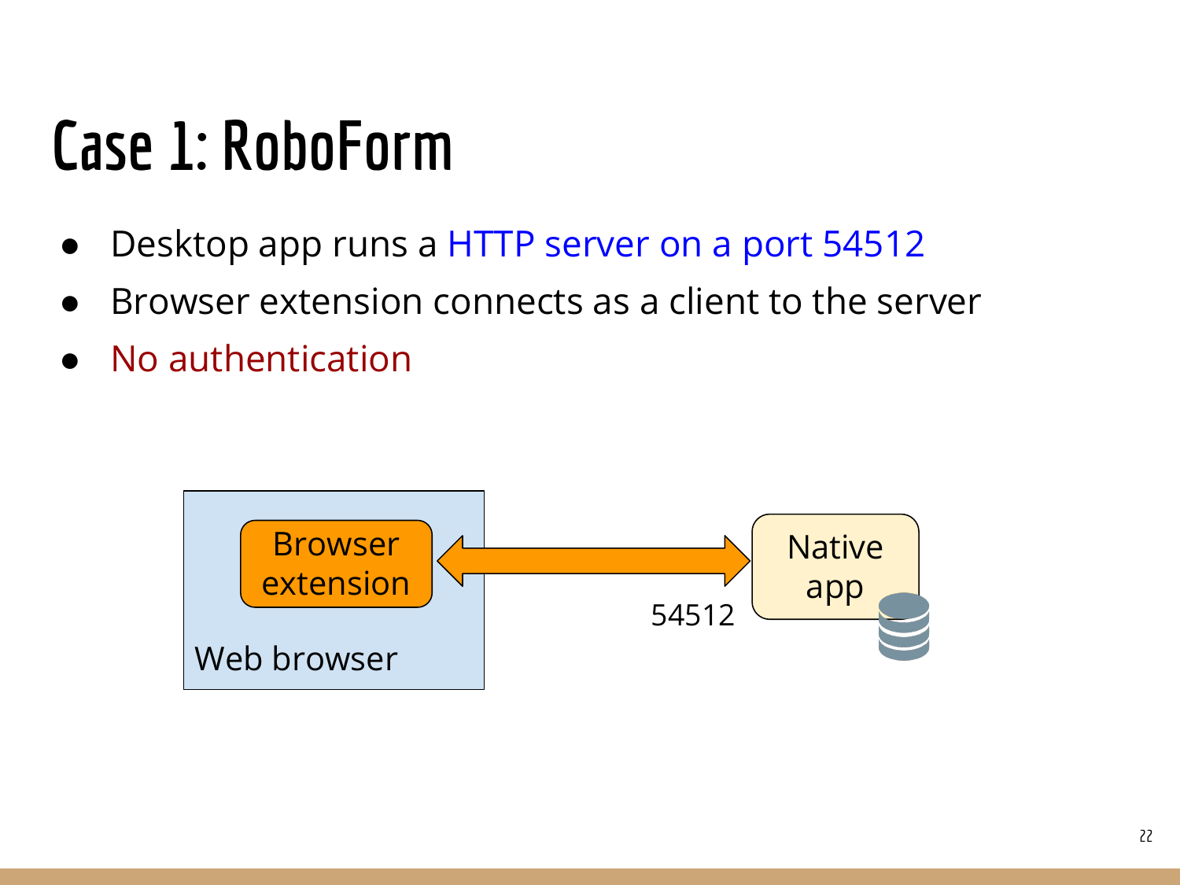# Case 1: RoboForm

- Desktop app runs a HTTP server on a port 54512
- Browser extension connects as a client to the server
- No authentication

Browser extension

Web browser

54512

Native app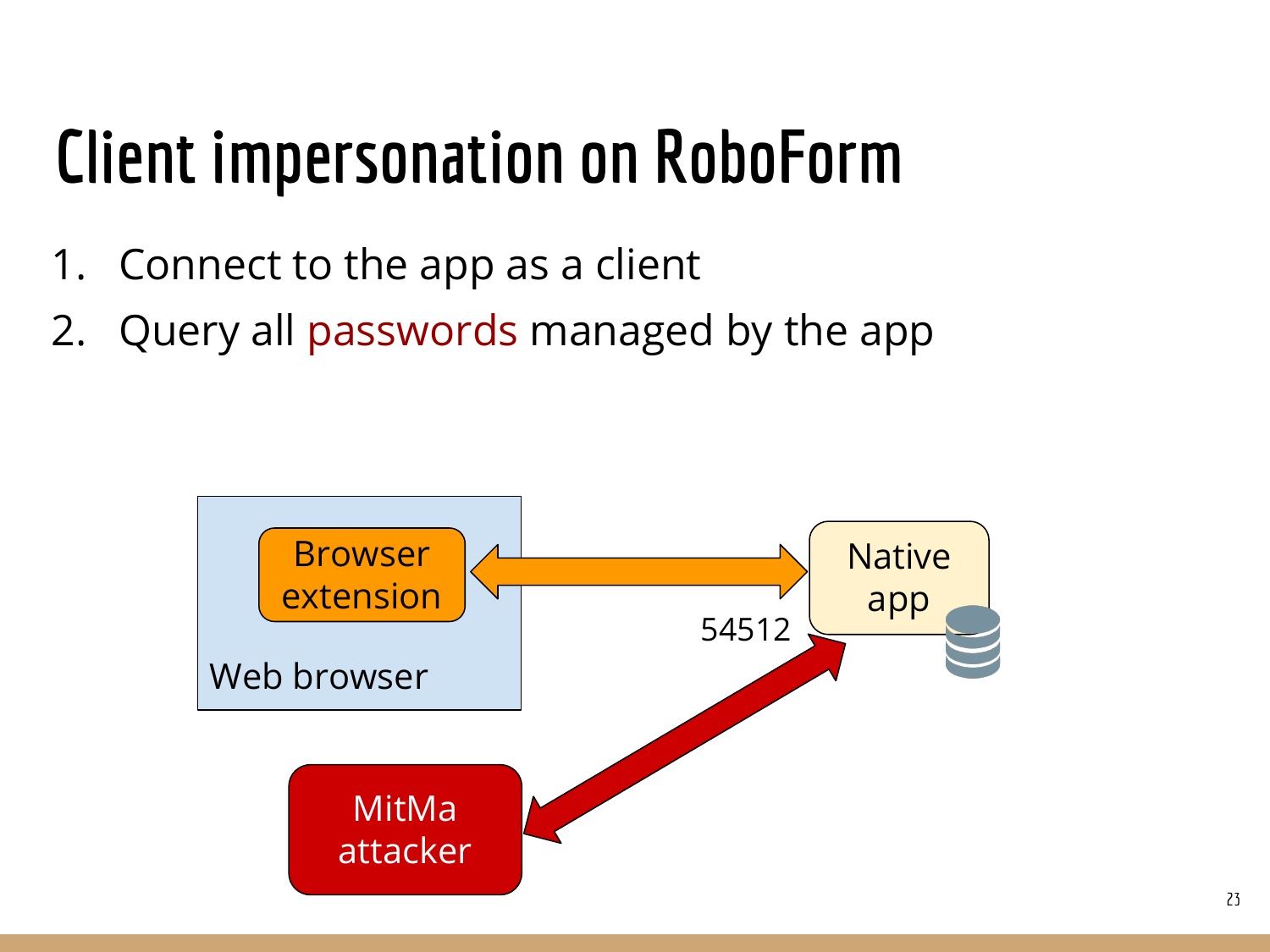# Client impersonation on RoboForm

1. Connect to the app as a client
2. Query all passwords managed by the app

Browser extension

Web browser

Native app

54512

MitMa attacker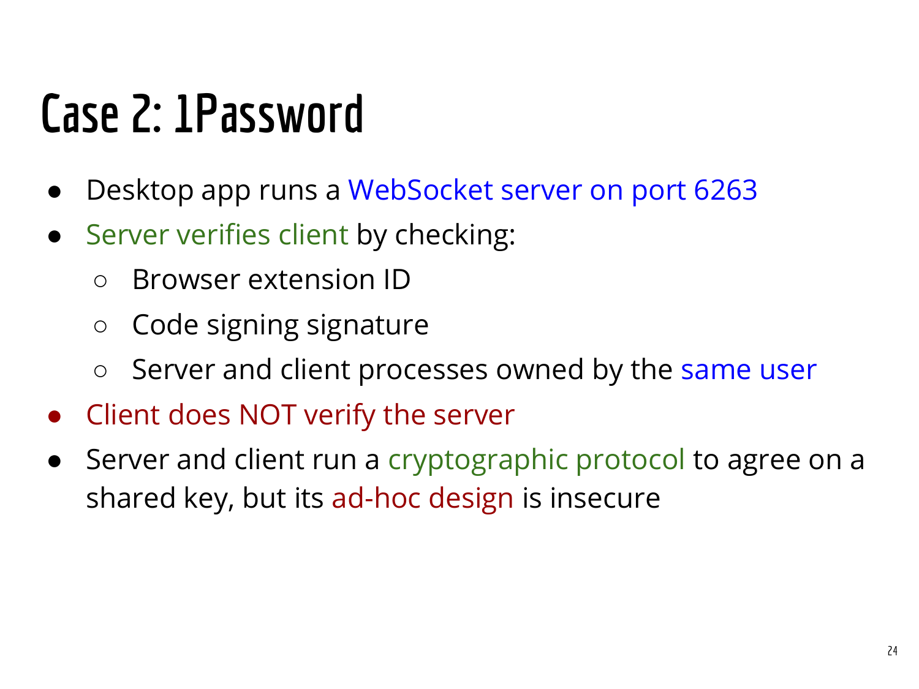# Case 2: 1Password

- Desktop app runs a WebSocket server on port 6263
- Server verifies client by checking:
  - Browser extension ID
  - Code signing signature
  - Server and client processes owned by the same user
- Client does NOT verify the server
- Server and client run a cryptographic protocol to agree on a shared key, but its ad-hoc design is insecure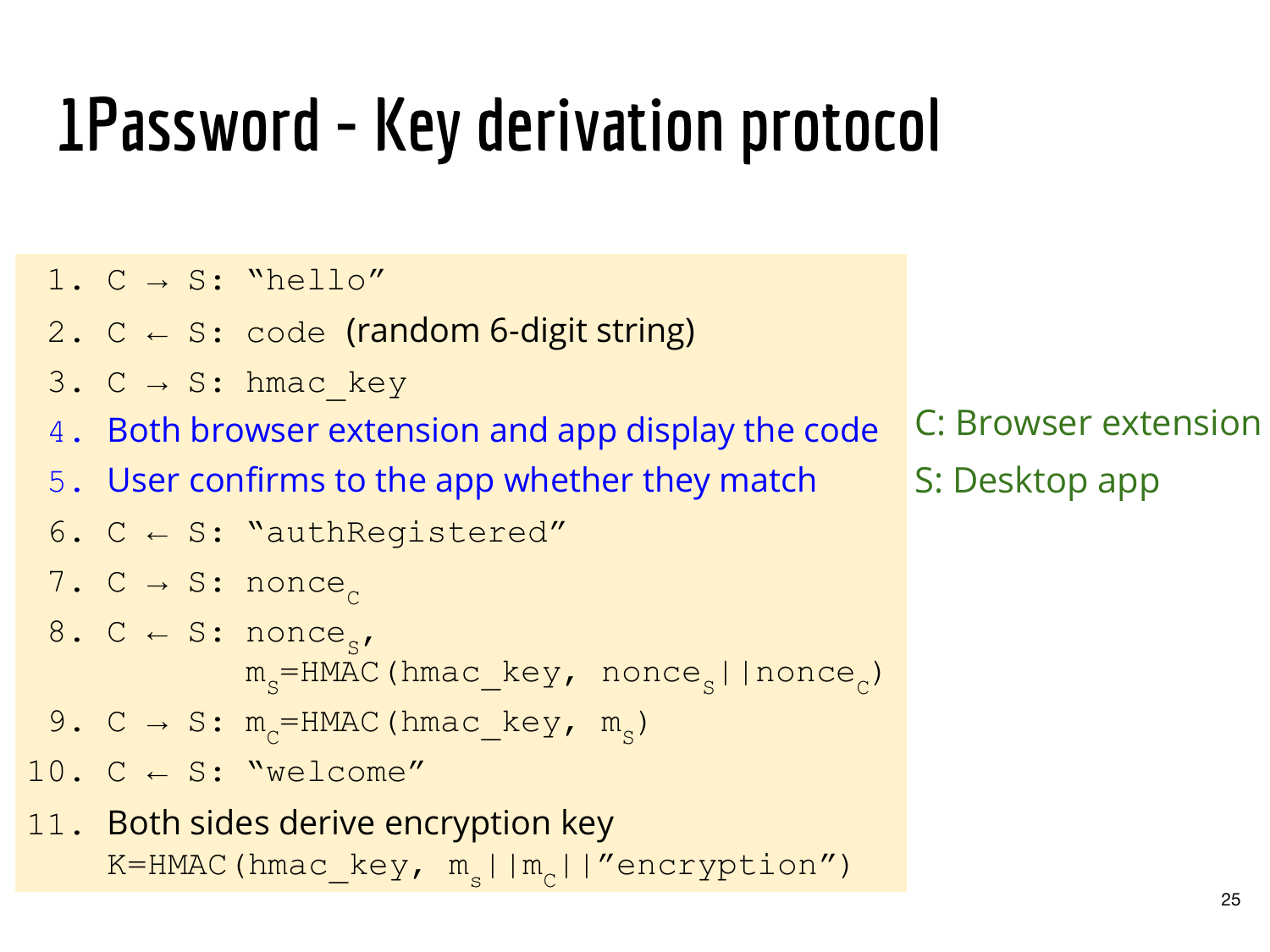# 1Password - Key derivation protocol

1. C → S: "hello"
2. C ← S: code (random 6-digit string)
3. C → S: hmac_key
4. Both browser extension and app display the code
5. User confirms to the app whether they match
6. C ← S: "authRegistered"
7. C → S: $nonce_C$
8. C ← S: $nonce_S$, $m_S$=HMAC(hmac_key, $nonce_S$||$nonce_C$)
9. C → S: $m_C$=HMAC(hmac_key, $m_S$)
10. C ← S: "welcome"
11. Both sides derive encryption key K=HMAC(hmac_key, $m_s$||$m_C$||"encryption")

C: Browser extension

S: Desktop app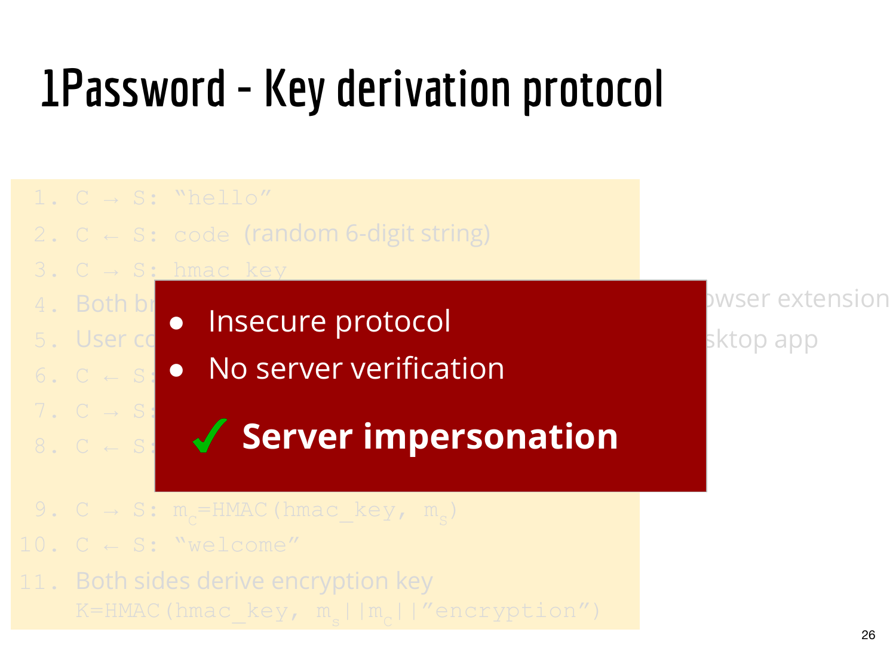# 1Password - Key derivation protocol

1. C → S: "hello"
2. C ← S: code (random 6-digit string)
3. C → S: hmac_key
4. Both br... ...owser extension
5. User co... ...sktop app
6. C ← S...
7. C → S...
8. C ← S...

- Insecure protocol
- No server verification

✓ **Server impersonation**

9. C → S: $m_c$=HMAC(hmac_key, $m_s$)
10. C ← S: "welcome"
11. Both sides derive encryption key
    K=HMAC(hmac_key, $m_s||m_c||$"encryption")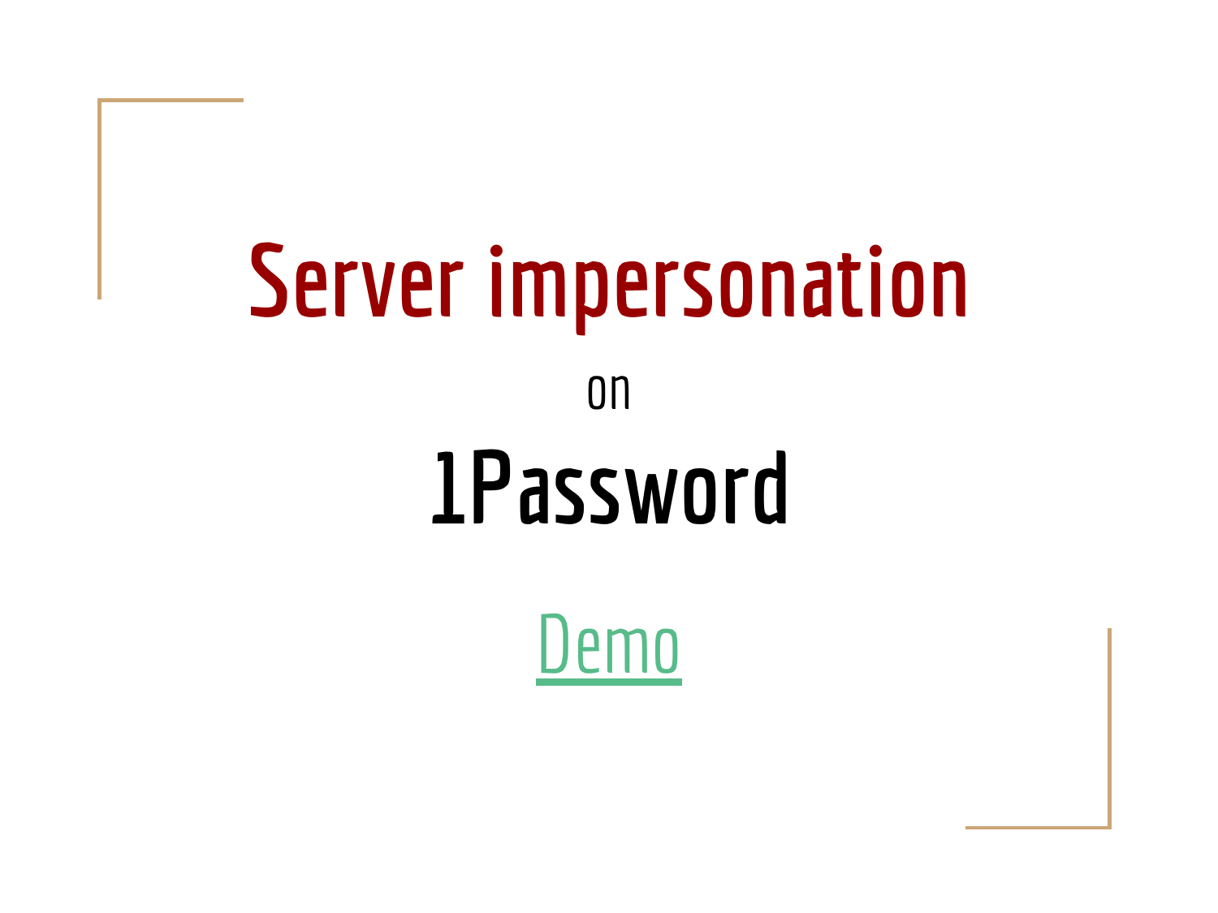# Server impersonation

on

# 1Password

Demo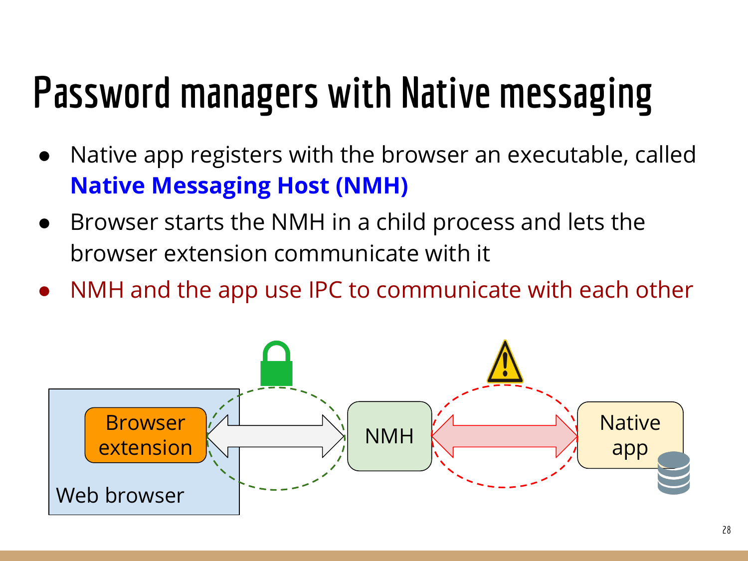# Password managers with Native messaging

- Native app registers with the browser an executable, called **Native Messaging Host (NMH)**
- Browser starts the NMH in a child process and lets the browser extension communicate with it
- NMH and the app use IPC to communicate with each other

Browser extension

Web browser

NMH

Native app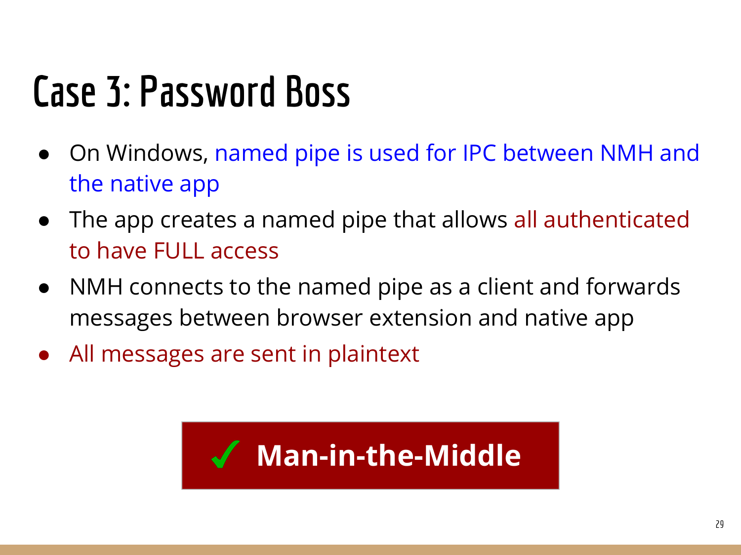# Case 3: Password Boss

- On Windows, named pipe is used for IPC between NMH and the native app
- The app creates a named pipe that allows all authenticated to have FULL access
- NMH connects to the named pipe as a client and forwards messages between browser extension and native app
- All messages are sent in plaintext

**✓ Man-in-the-Middle**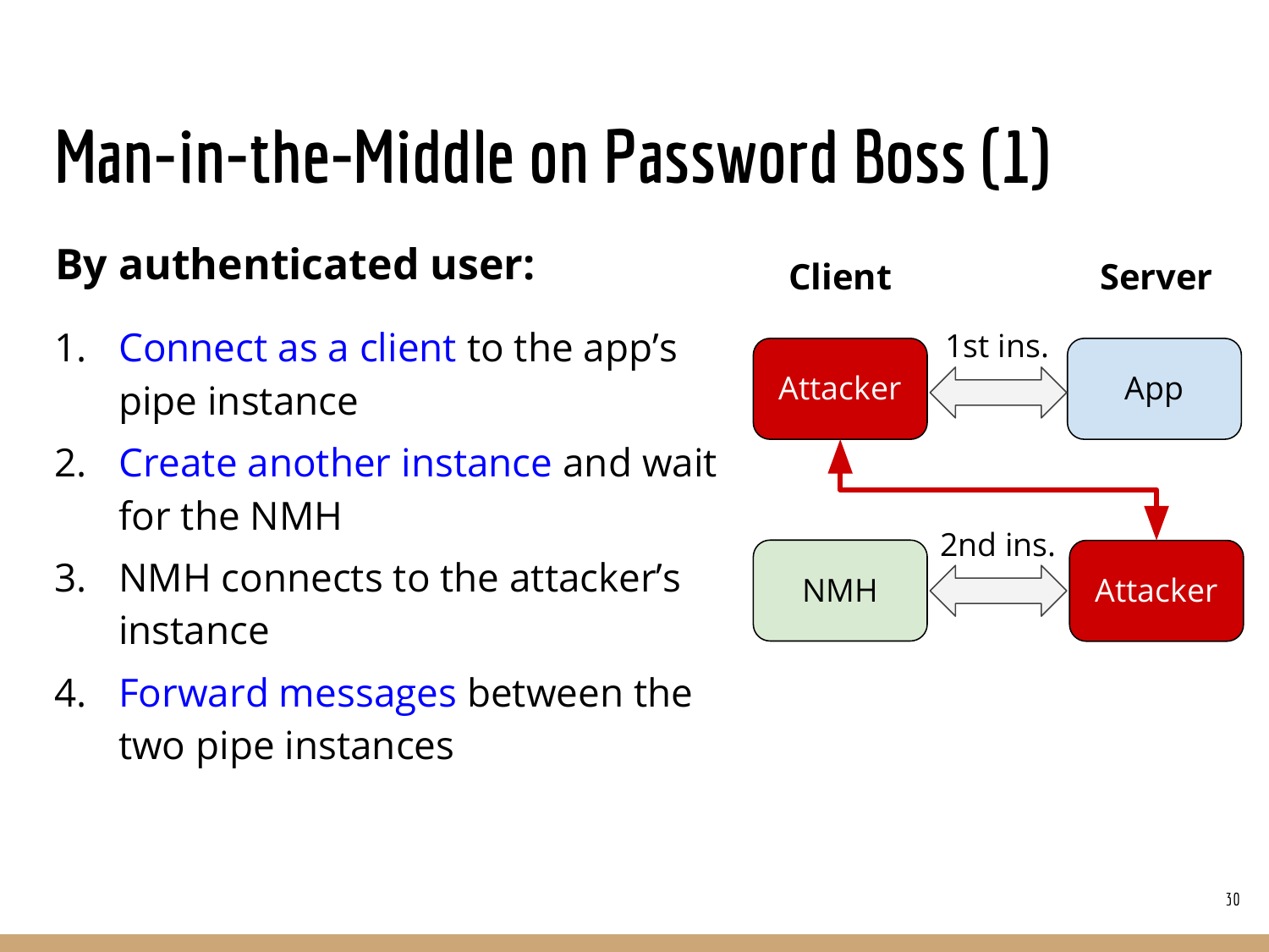# Man-in-the-Middle on Password Boss (1)

**By authenticated user:**

1. Connect as a client to the app's pipe instance
2. Create another instance and wait for the NMH
3. NMH connects to the attacker's instance
4. Forward messages between the two pipe instances

**Client** **Server**

Attacker ⟷ 1st ins. ⟷ App

NMH ⟷ 2nd ins. ⟷ Attacker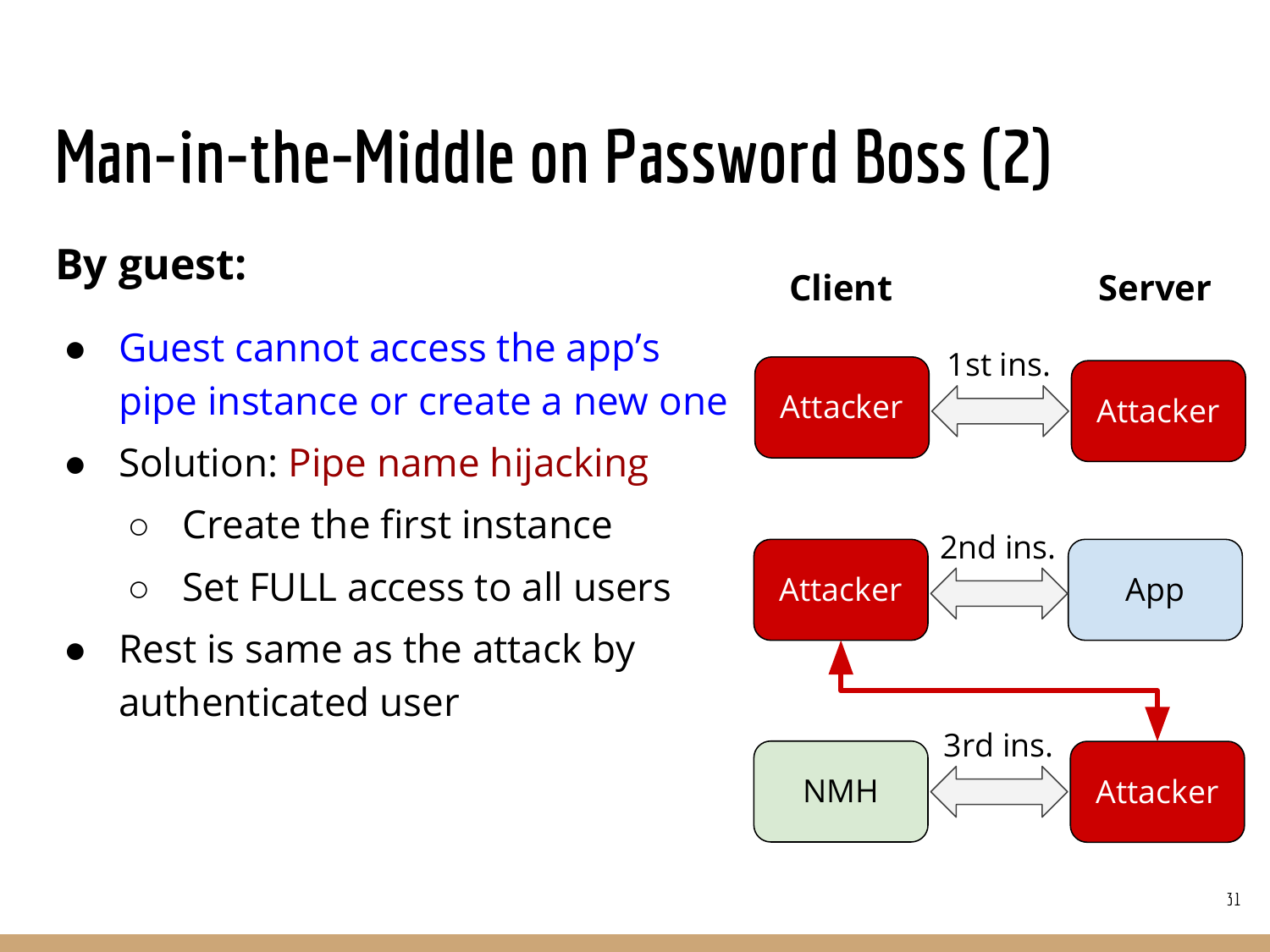# Man-in-the-Middle on Password Boss (2)

**By guest:**

- Guest cannot access the app's pipe instance or create a new one
- Solution: Pipe name hijacking
  - Create the first instance
  - Set FULL access to all users
- Rest is same as the attack by authenticated user

| Client | | Server |
| --- | --- | --- |
| Attacker | 1st ins. | Attacker |
| Attacker | 2nd ins. | App |
| NMH | 3rd ins. | Attacker |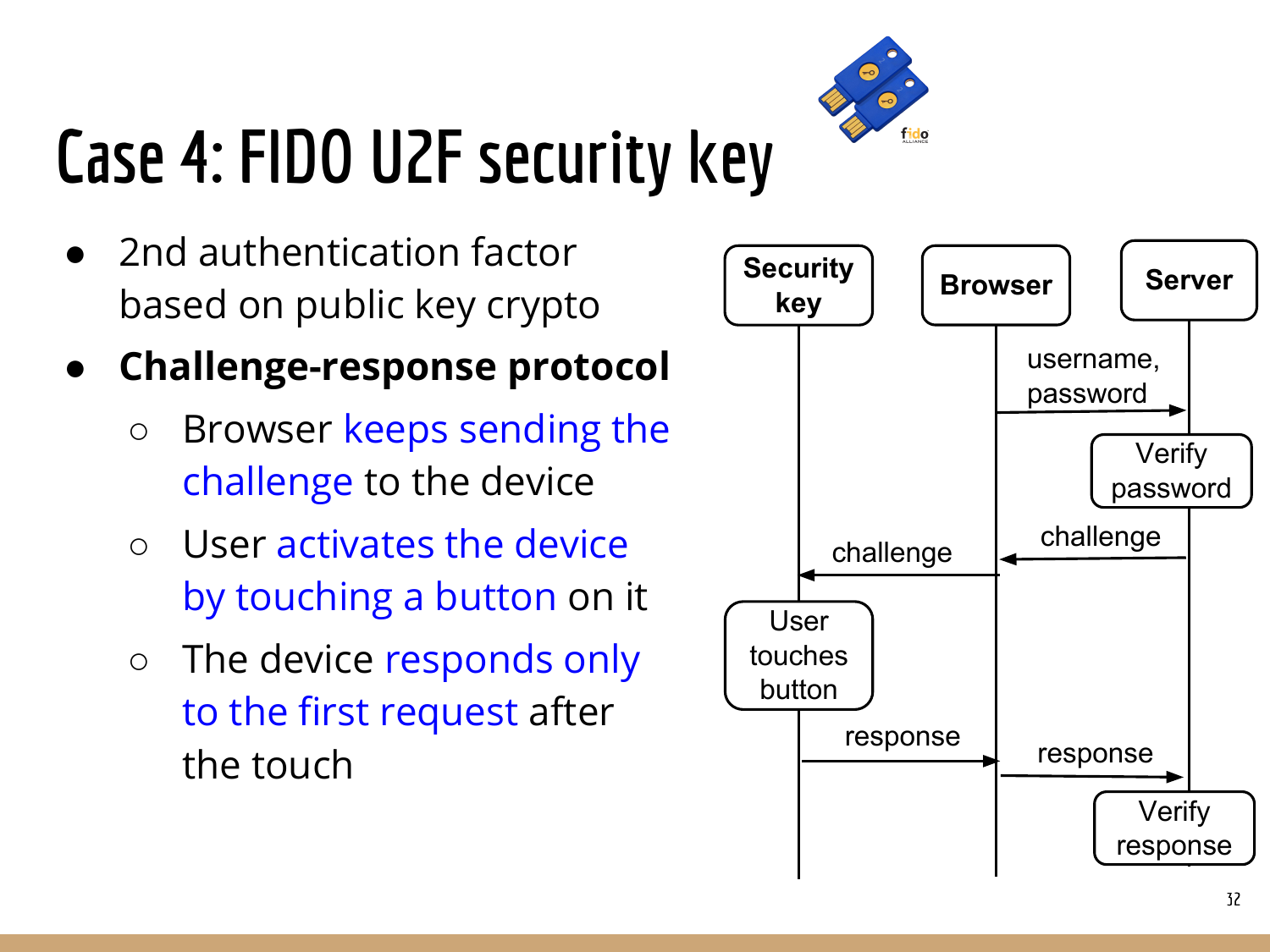# Case 4: FIDO U2F security key

- 2nd authentication factor based on public key crypto
- **Challenge-response protocol**
  - Browser keeps sending the challenge to the device
  - User activates the device by touching a button on it
  - The device responds only to the first request after the touch

Security key | Browser | Server

username, password

Verify password

challenge

challenge

User touches button

response

response

Verify response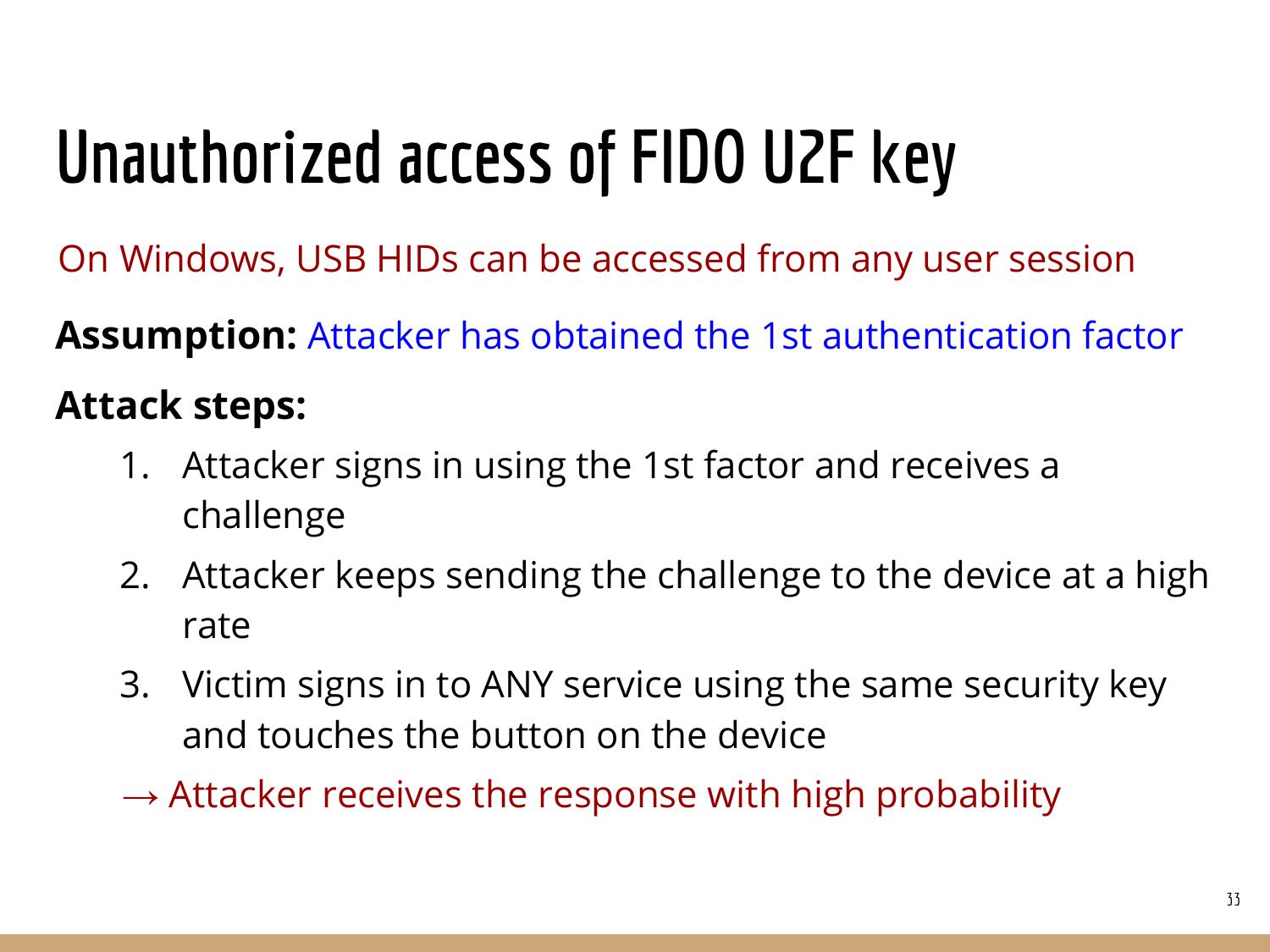# Unauthorized access of FIDO U2F key

On Windows, USB HIDs can be accessed from any user session

**Assumption:** Attacker has obtained the 1st authentication factor

**Attack steps:**

1. Attacker signs in using the 1st factor and receives a challenge
2. Attacker keeps sending the challenge to the device at a high rate
3. Victim signs in to ANY service using the same security key and touches the button on the device

→ Attacker receives the response with high probability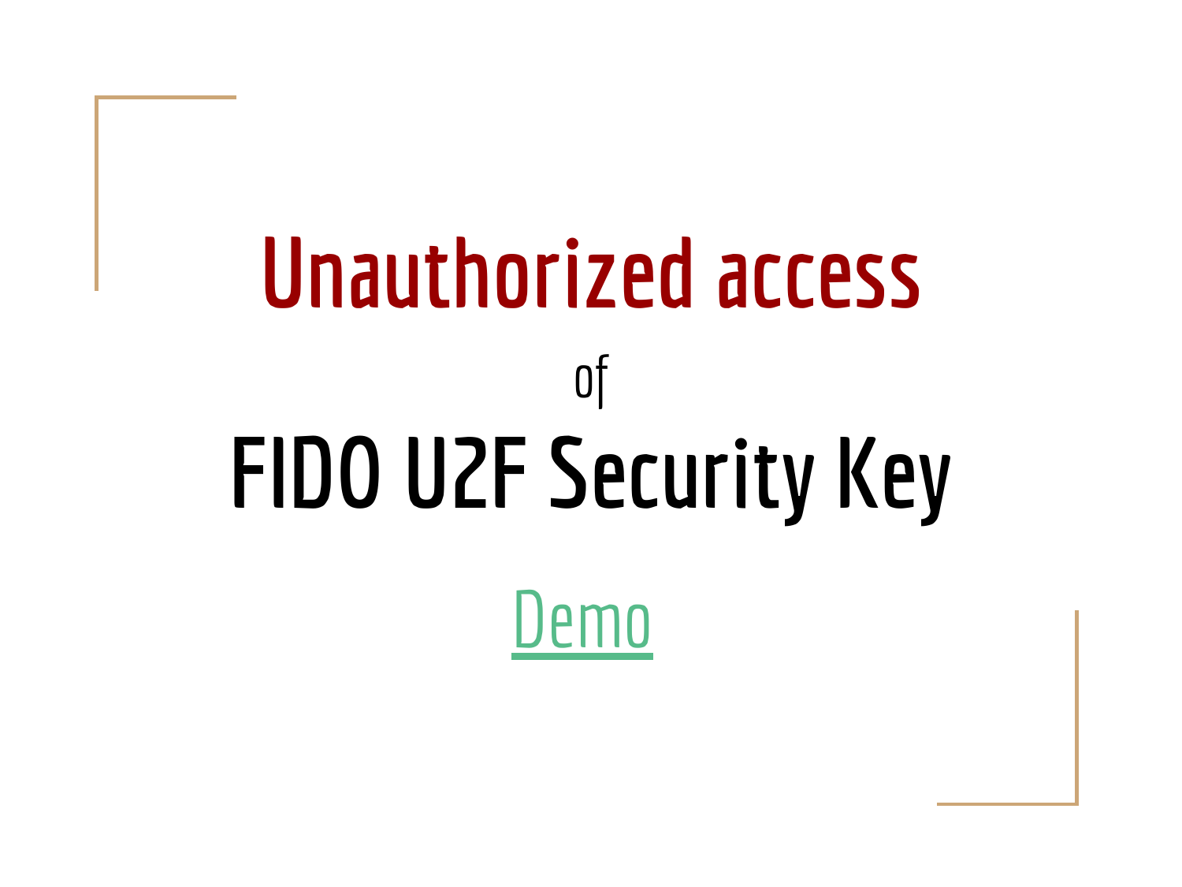# Unauthorized access

of

# FIDO U2F Security Key

Demo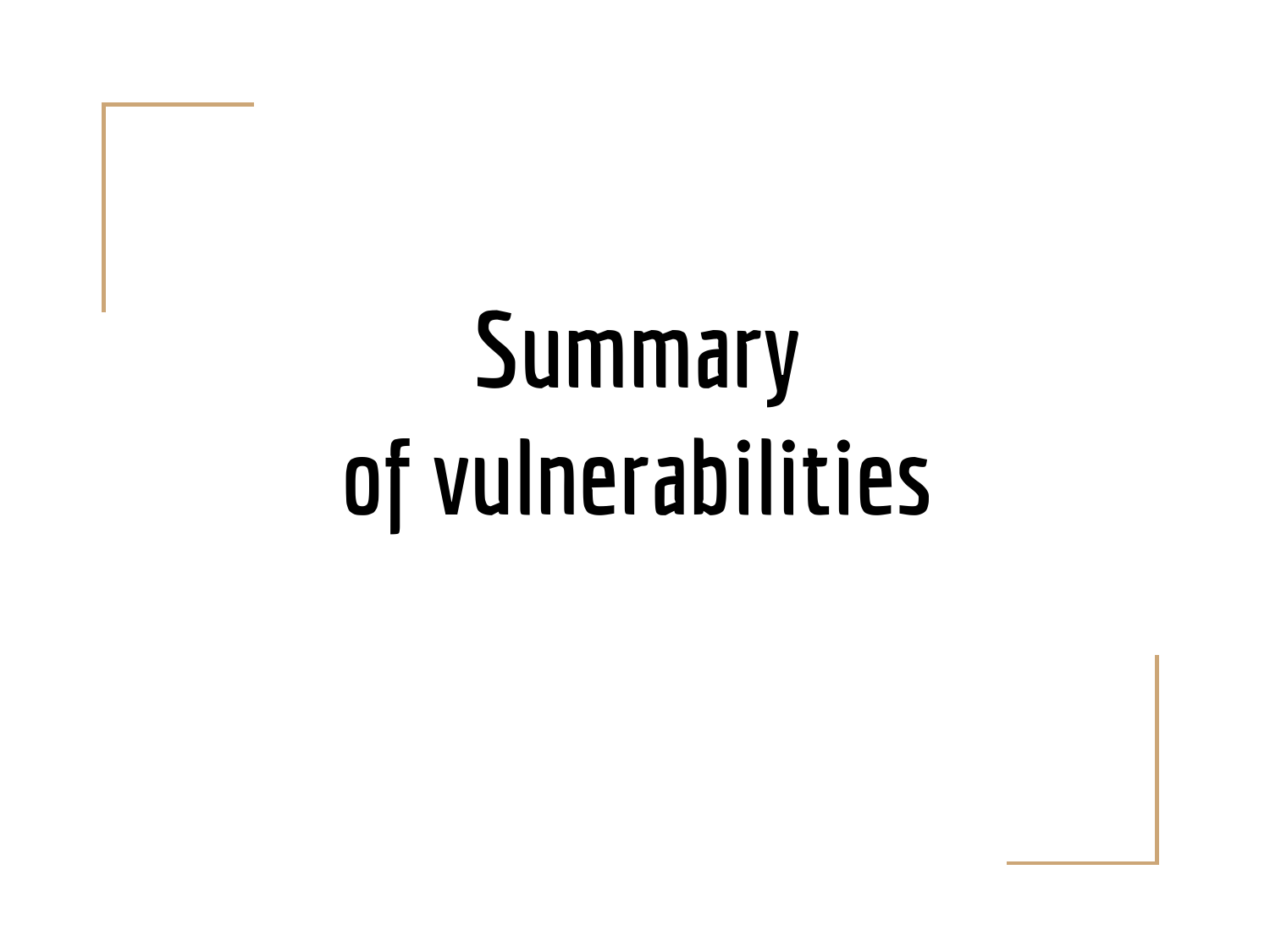# Summary of vulnerabilities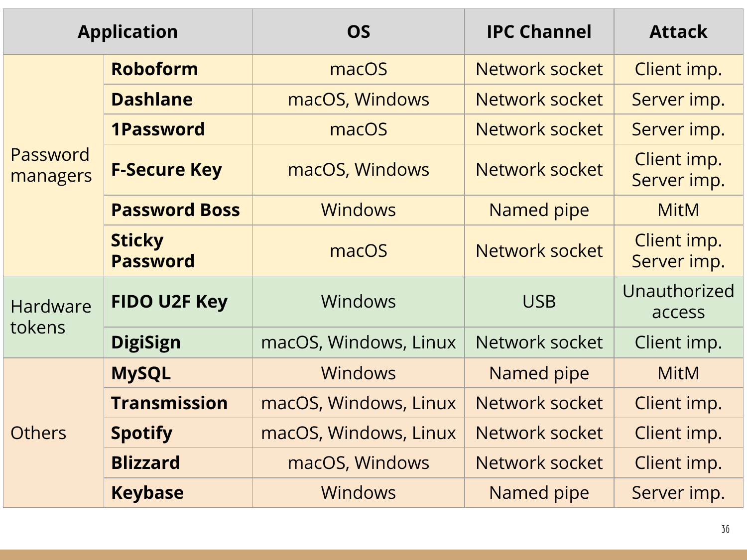| Application | | OS | IPC Channel | Attack |
|---|---|---|---|---|
| Password managers | **Roboform** | macOS | Network socket | Client imp. |
| | **Dashlane** | macOS, Windows | Network socket | Server imp. |
| | **1Password** | macOS | Network socket | Server imp. |
| | **F-Secure Key** | macOS, Windows | Network socket | Client imp. Server imp. |
| | **Password Boss** | Windows | Named pipe | MitM |
| | **Sticky Password** | macOS | Network socket | Client imp. Server imp. |
| Hardware tokens | **FIDO U2F Key** | Windows | USB | Unauthorized access |
| | **DigiSign** | macOS, Windows, Linux | Network socket | Client imp. |
| Others | **MySQL** | Windows | Named pipe | MitM |
| | **Transmission** | macOS, Windows, Linux | Network socket | Client imp. |
| | **Spotify** | macOS, Windows, Linux | Network socket | Client imp. |
| | **Blizzard** | macOS, Windows | Network socket | Client imp. |
| | **Keybase** | Windows | Named pipe | Server imp. |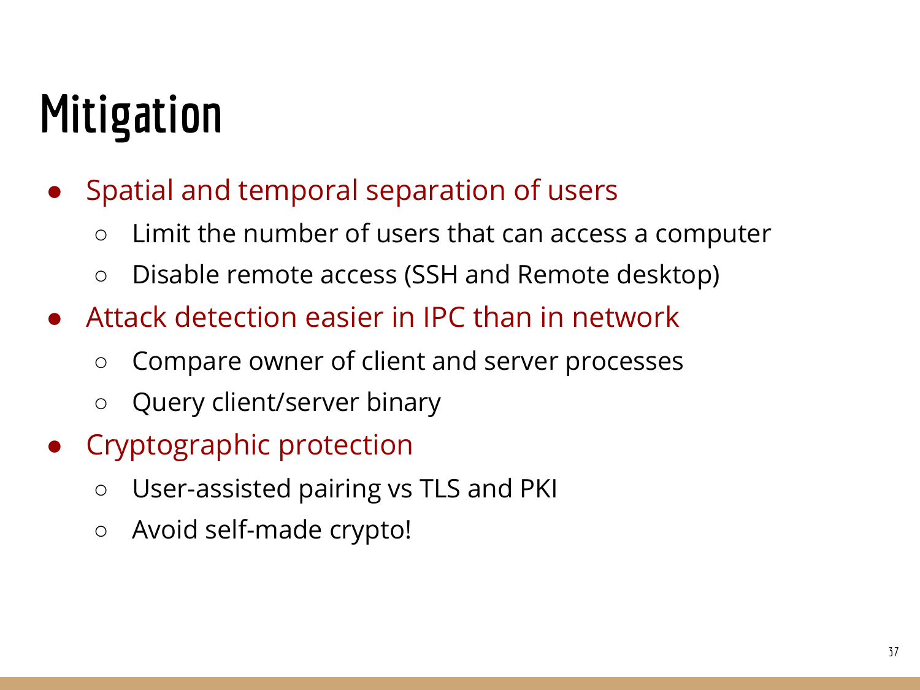# Mitigation

- Spatial and temporal separation of users
  - Limit the number of users that can access a computer
  - Disable remote access (SSH and Remote desktop)
- Attack detection easier in IPC than in network
  - Compare owner of client and server processes
  - Query client/server binary
- Cryptographic protection
  - User-assisted pairing vs TLS and PKI
  - Avoid self-made crypto!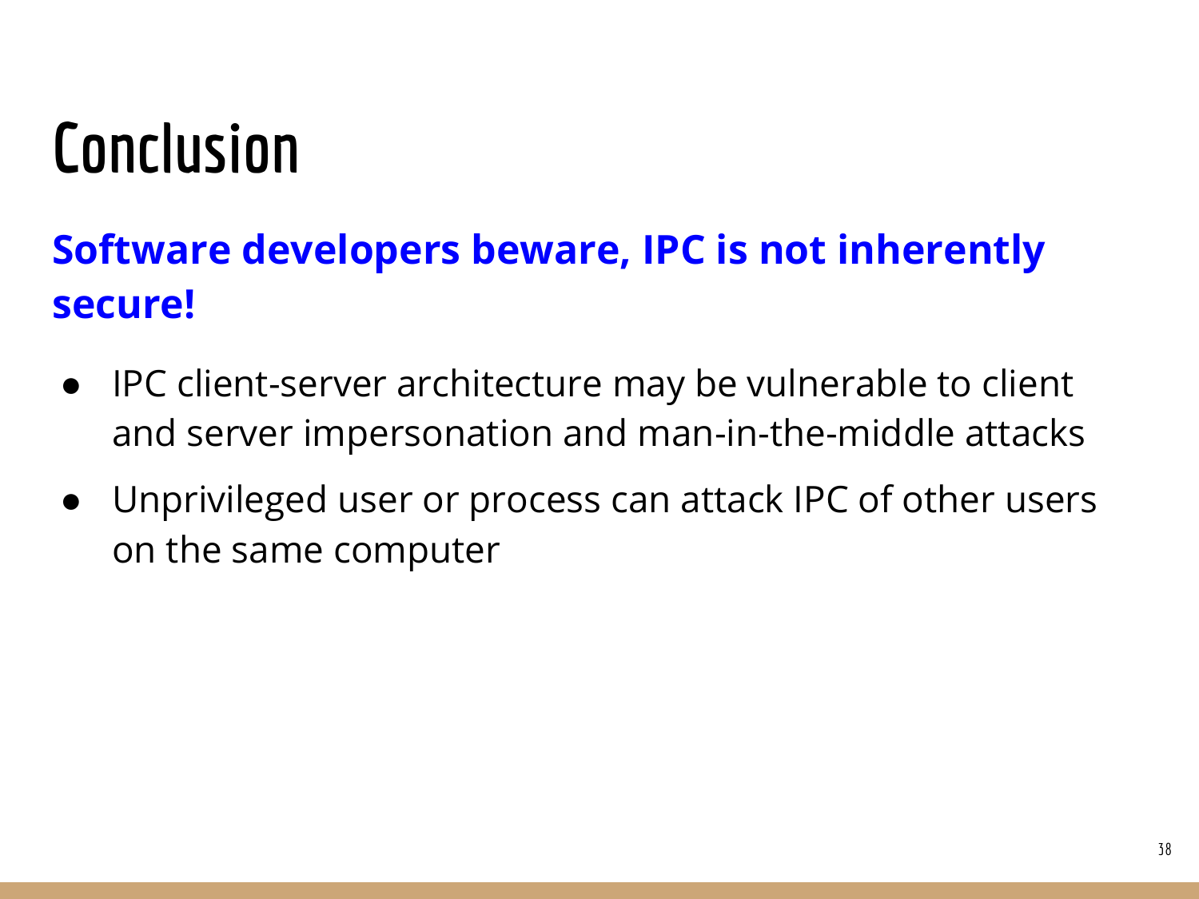# Conclusion

**Software developers beware, IPC is not inherently secure!**

- IPC client-server architecture may be vulnerable to client and server impersonation and man-in-the-middle attacks
- Unprivileged user or process can attack IPC of other users on the same computer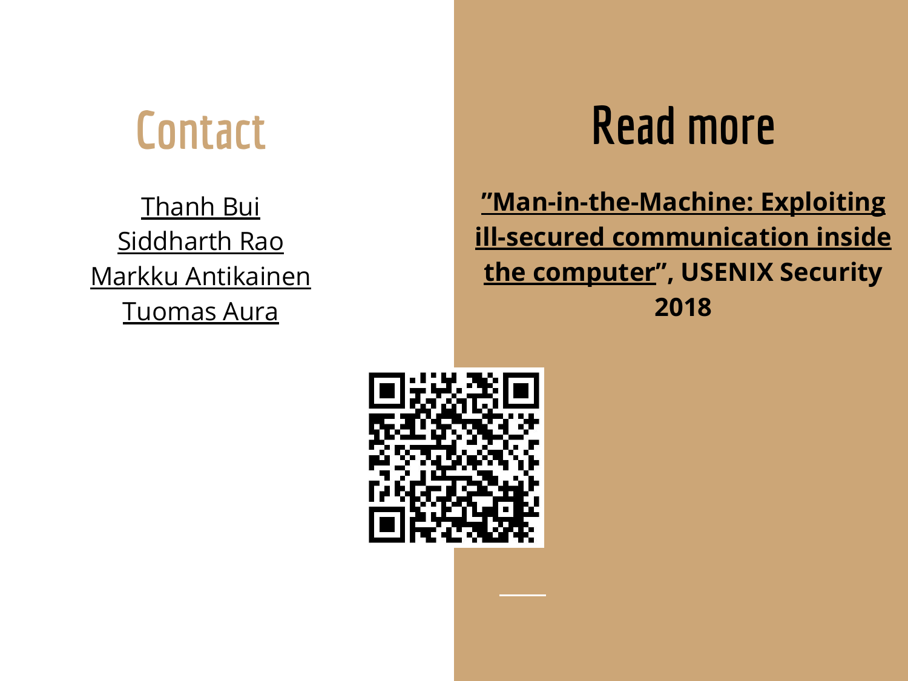## Contact

Thanh Bui
Siddharth Rao
Markku Antikainen
Tuomas Aura

## Read more

**"Man-in-the-Machine: Exploiting ill-secured communication inside the computer", USENIX Security 2018**